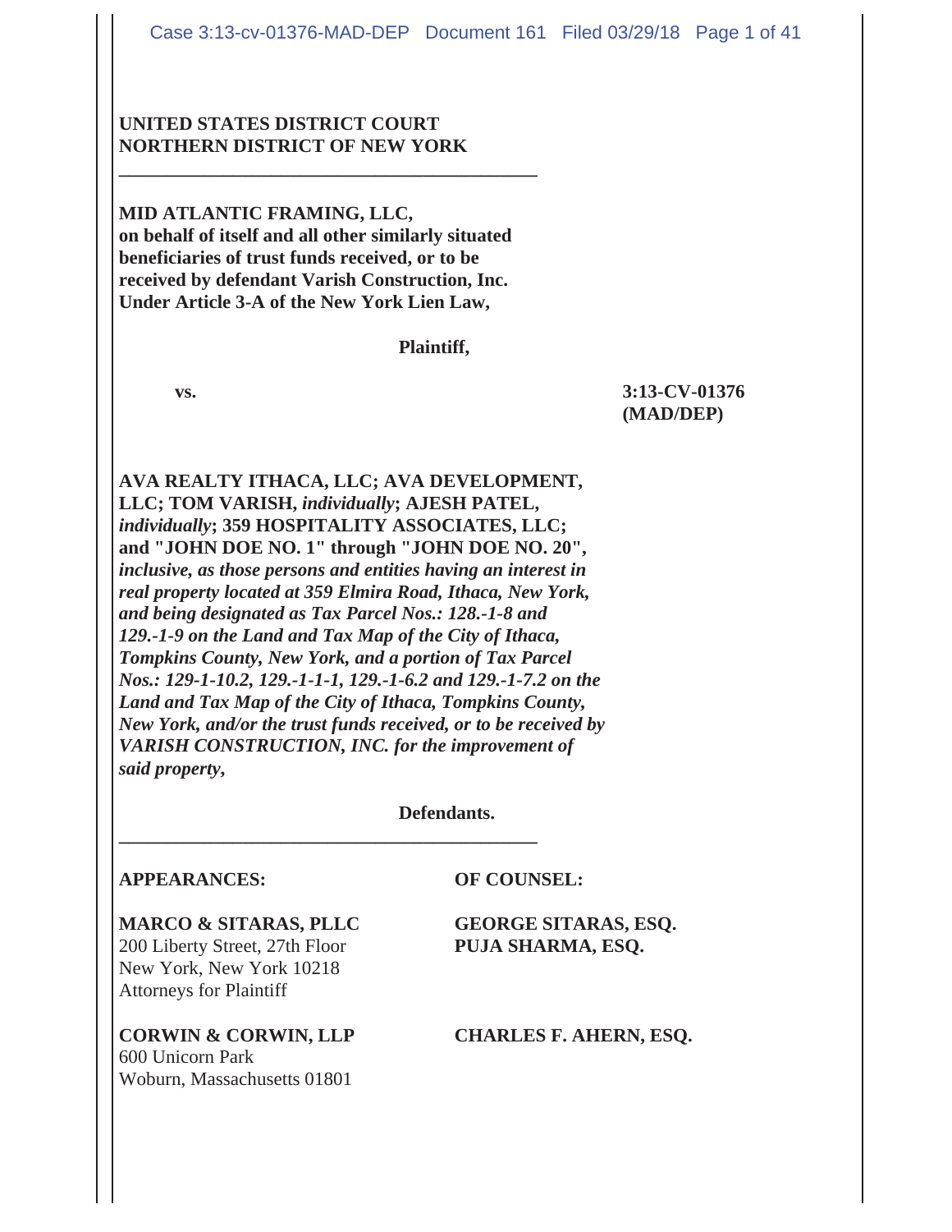**UNITED STATES DISTRICT COURT**
**NORTHERN DISTRICT OF NEW YORK**

---

**MID ATLANTIC FRAMING, LLC,**
**on behalf of itself and all other similarly situated beneficiaries of trust funds received, or to be received by defendant Varish Construction, Inc. Under Article 3-A of the New York Lien Law,**

**Plaintiff,**

**vs.** **3:13-CV-01376 (MAD/DEP)**

**AVA REALTY ITHACA, LLC; AVA DEVELOPMENT, LLC; TOM VARISH, *individually*; AJESH PATEL, *individually*; 359 HOSPITALITY ASSOCIATES, LLC; and "JOHN DOE NO. 1" through "JOHN DOE NO. 20",** ***inclusive, as those persons and entities having an interest in real property located at 359 Elmira Road, Ithaca, New York, and being designated as Tax Parcel Nos.: 128.-1-8 and 129.-1-9 on the Land and Tax Map of the City of Ithaca, Tompkins County, New York, and a portion of Tax Parcel Nos.: 129-1-10.2, 129.-1-1-1, 129.-1-6.2 and 129.-1-7.2 on the Land and Tax Map of the City of Ithaca, Tompkins County, New York, and/or the trust funds received, or to be received by VARISH CONSTRUCTION, INC. for the improvement of said property,***

**Defendants.**

---

**APPEARANCES:** **OF COUNSEL:**

**MARCO & SITARAS, PLLC**
200 Liberty Street, 27th Floor
New York, New York 10218
Attorneys for Plaintiff

**GEORGE SITARAS, ESQ.**
**PUJA SHARMA, ESQ.**

**CORWIN & CORWIN, LLP**
600 Unicorn Park
Woburn, Massachusetts 01801

**CHARLES F. AHERN, ESQ.**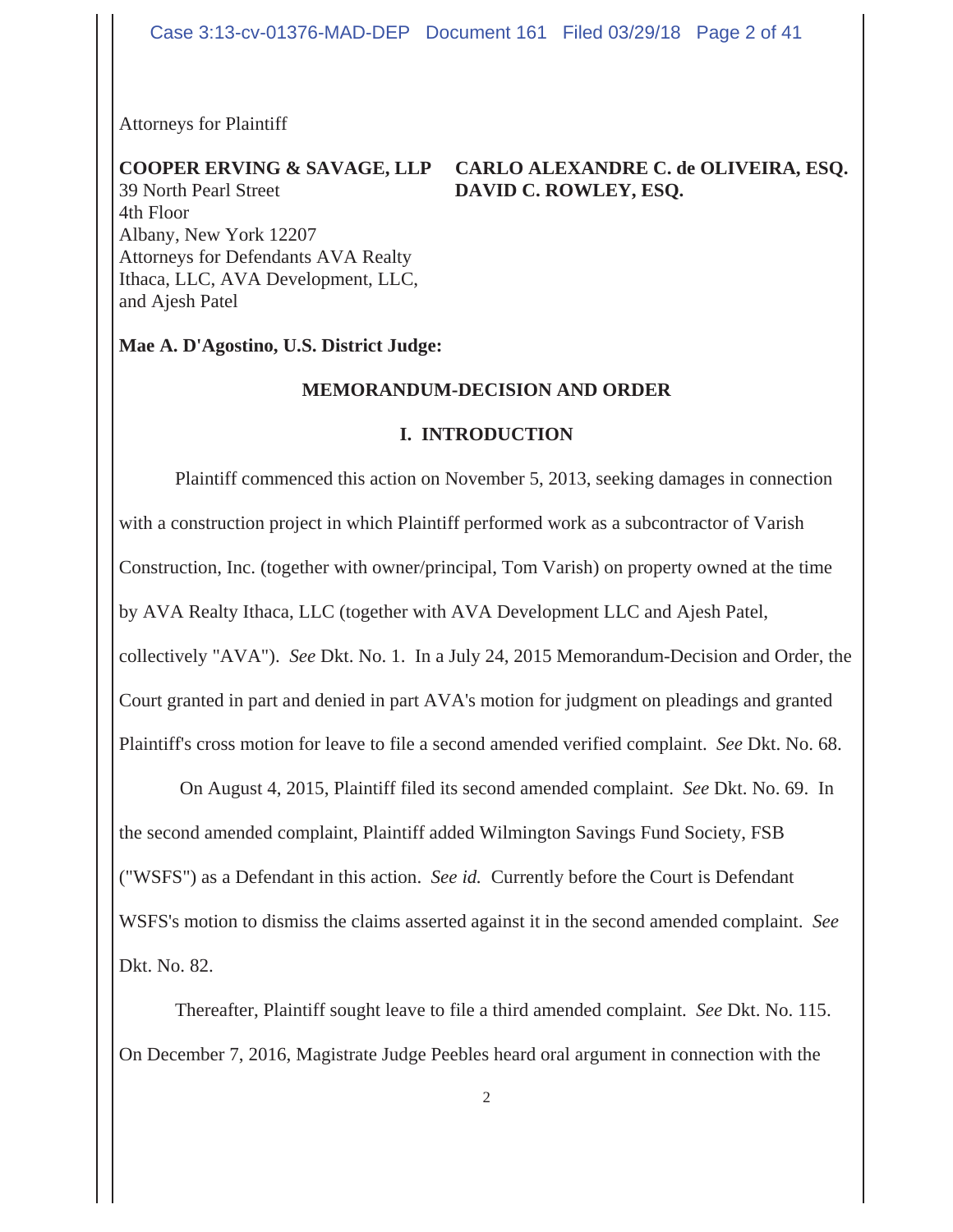Attorneys for Plaintiff

**COOPER ERVING & SAVAGE, LLP**
39 North Pearl Street
4th Floor
Albany, New York 12207
Attorneys for Defendants AVA Realty Ithaca, LLC, AVA Development, LLC, and Ajesh Patel

**CARLO ALEXANDRE C. de OLIVEIRA, ESQ.**
**DAVID C. ROWLEY, ESQ.**

**Mae A. D'Agostino, U.S. District Judge:**

## MEMORANDUM-DECISION AND ORDER

### I. INTRODUCTION

Plaintiff commenced this action on November 5, 2013, seeking damages in connection with a construction project in which Plaintiff performed work as a subcontractor of Varish Construction, Inc. (together with owner/principal, Tom Varish) on property owned at the time by AVA Realty Ithaca, LLC (together with AVA Development LLC and Ajesh Patel, collectively "AVA"). *See* Dkt. No. 1. In a July 24, 2015 Memorandum-Decision and Order, the Court granted in part and denied in part AVA's motion for judgment on pleadings and granted Plaintiff's cross motion for leave to file a second amended verified complaint. *See* Dkt. No. 68.

On August 4, 2015, Plaintiff filed its second amended complaint. *See* Dkt. No. 69. In the second amended complaint, Plaintiff added Wilmington Savings Fund Society, FSB ("WSFS") as a Defendant in this action. *See id.* Currently before the Court is Defendant WSFS's motion to dismiss the claims asserted against it in the second amended complaint. *See* Dkt. No. 82.

Thereafter, Plaintiff sought leave to file a third amended complaint. *See* Dkt. No. 115. On December 7, 2016, Magistrate Judge Peebles heard oral argument in connection with the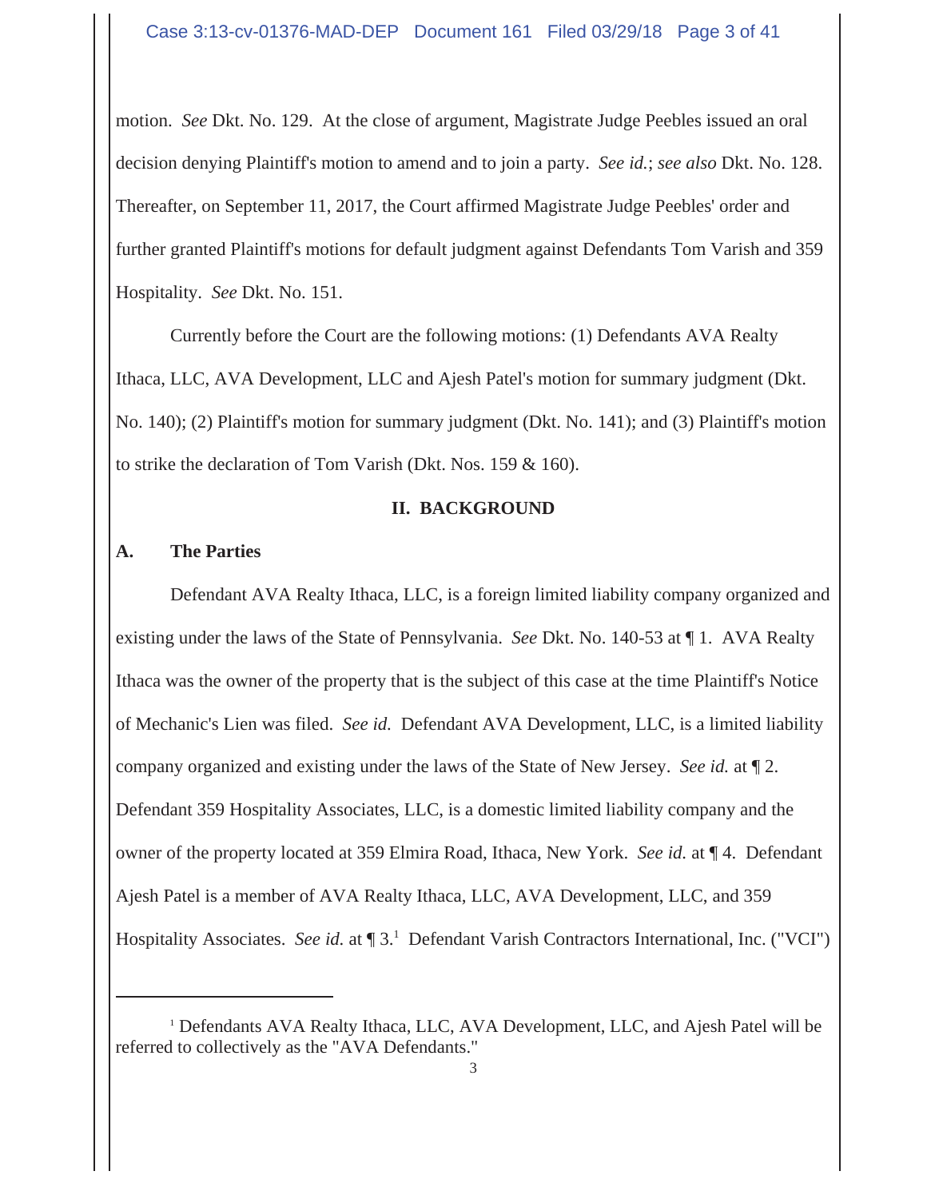motion. *See* Dkt. No. 129. At the close of argument, Magistrate Judge Peebles issued an oral decision denying Plaintiff's motion to amend and to join a party. *See id.*; *see also* Dkt. No. 128. Thereafter, on September 11, 2017, the Court affirmed Magistrate Judge Peebles' order and further granted Plaintiff's motions for default judgment against Defendants Tom Varish and 359 Hospitality. *See* Dkt. No. 151.

Currently before the Court are the following motions: (1) Defendants AVA Realty Ithaca, LLC, AVA Development, LLC and Ajesh Patel's motion for summary judgment (Dkt. No. 140); (2) Plaintiff's motion for summary judgment (Dkt. No. 141); and (3) Plaintiff's motion to strike the declaration of Tom Varish (Dkt. Nos. 159 & 160).

## II. BACKGROUND

### A. The Parties

Defendant AVA Realty Ithaca, LLC, is a foreign limited liability company organized and existing under the laws of the State of Pennsylvania. *See* Dkt. No. 140-53 at ¶ 1. AVA Realty Ithaca was the owner of the property that is the subject of this case at the time Plaintiff's Notice of Mechanic's Lien was filed. *See id.* Defendant AVA Development, LLC, is a limited liability company organized and existing under the laws of the State of New Jersey. *See id.* at ¶ 2. Defendant 359 Hospitality Associates, LLC, is a domestic limited liability company and the owner of the property located at 359 Elmira Road, Ithaca, New York. *See id.* at ¶ 4. Defendant Ajesh Patel is a member of AVA Realty Ithaca, LLC, AVA Development, LLC, and 359 Hospitality Associates. *See id.* at ¶ 3.[1] Defendant Varish Contractors International, Inc. ("VCI")

[1] Defendants AVA Realty Ithaca, LLC, AVA Development, LLC, and Ajesh Patel will be referred to collectively as the "AVA Defendants."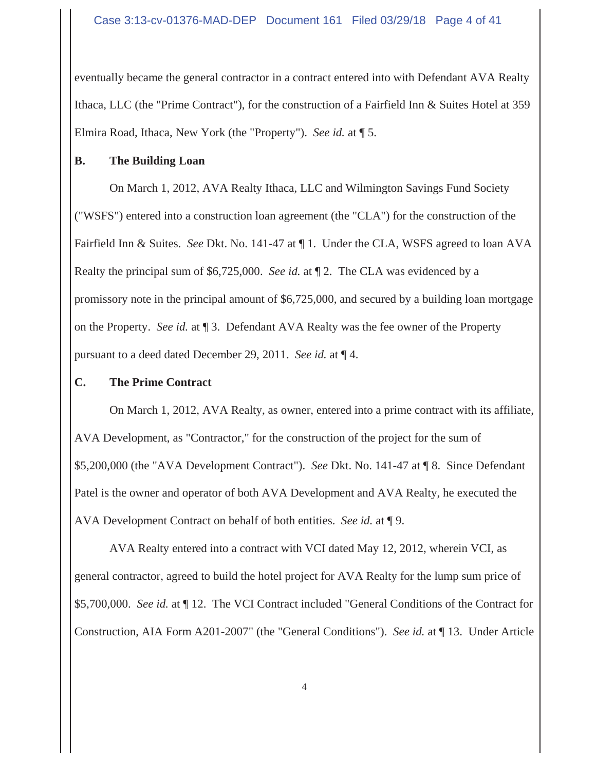eventually became the general contractor in a contract entered into with Defendant AVA Realty Ithaca, LLC (the "Prime Contract"), for the construction of a Fairfield Inn & Suites Hotel at 359 Elmira Road, Ithaca, New York (the "Property"). *See id.* at ¶ 5.

### B. The Building Loan

On March 1, 2012, AVA Realty Ithaca, LLC and Wilmington Savings Fund Society ("WSFS") entered into a construction loan agreement (the "CLA") for the construction of the Fairfield Inn & Suites. *See* Dkt. No. 141-47 at ¶ 1. Under the CLA, WSFS agreed to loan AVA Realty the principal sum of $6,725,000. *See id.* at ¶ 2. The CLA was evidenced by a promissory note in the principal amount of $6,725,000, and secured by a building loan mortgage on the Property. *See id.* at ¶ 3. Defendant AVA Realty was the fee owner of the Property pursuant to a deed dated December 29, 2011. *See id.* at ¶ 4.

### C. The Prime Contract

On March 1, 2012, AVA Realty, as owner, entered into a prime contract with its affiliate, AVA Development, as "Contractor," for the construction of the project for the sum of $5,200,000 (the "AVA Development Contract"). *See* Dkt. No. 141-47 at ¶ 8. Since Defendant Patel is the owner and operator of both AVA Development and AVA Realty, he executed the AVA Development Contract on behalf of both entities. *See id.* at ¶ 9.

AVA Realty entered into a contract with VCI dated May 12, 2012, wherein VCI, as general contractor, agreed to build the hotel project for AVA Realty for the lump sum price of $5,700,000. *See id.* at ¶ 12. The VCI Contract included "General Conditions of the Contract for Construction, AIA Form A201-2007" (the "General Conditions"). *See id.* at ¶ 13. Under Article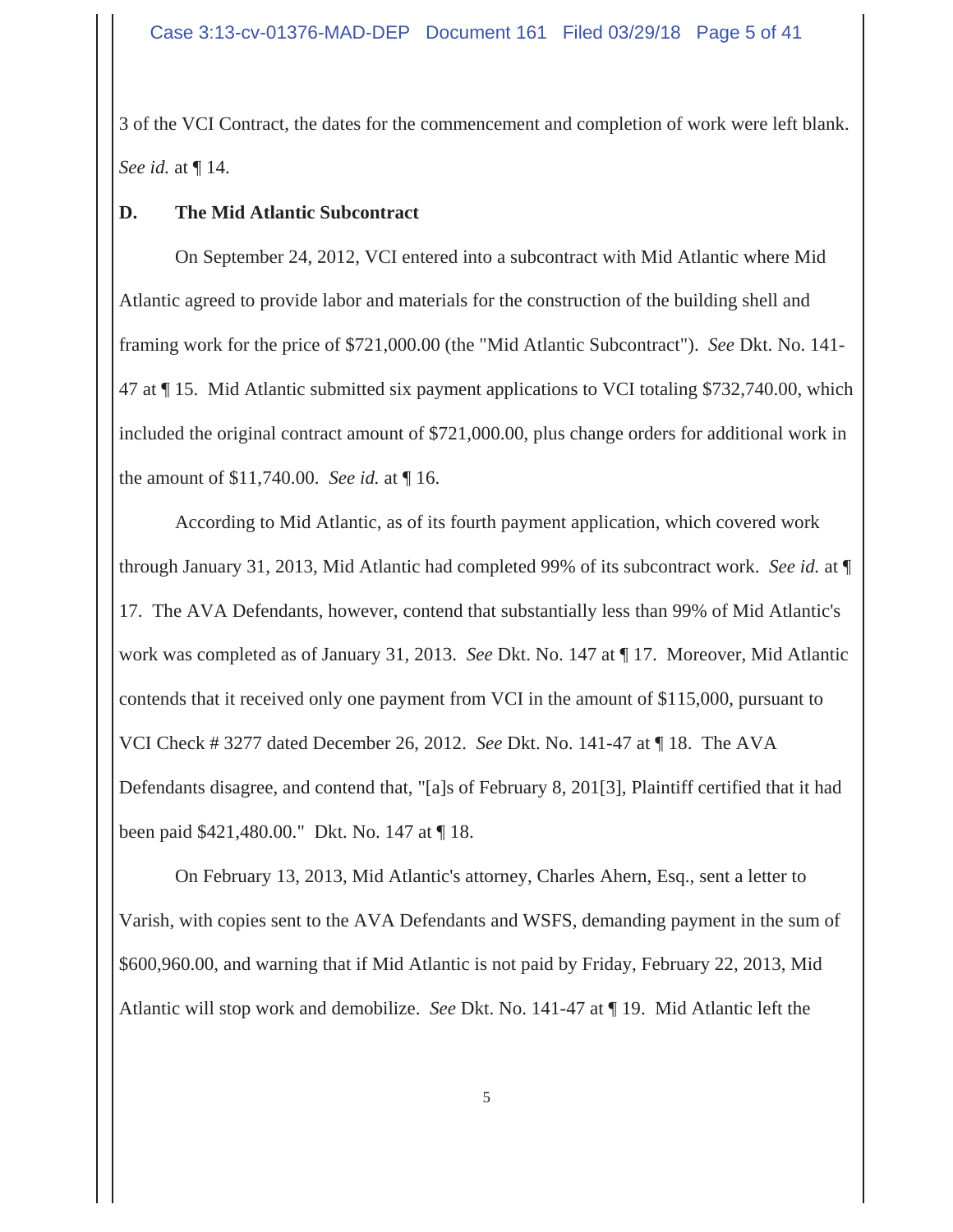3 of the VCI Contract, the dates for the commencement and completion of work were left blank. *See id.* at ¶ 14.

### D. The Mid Atlantic Subcontract

On September 24, 2012, VCI entered into a subcontract with Mid Atlantic where Mid Atlantic agreed to provide labor and materials for the construction of the building shell and framing work for the price of $721,000.00 (the "Mid Atlantic Subcontract"). *See* Dkt. No. 141-47 at ¶ 15. Mid Atlantic submitted six payment applications to VCI totaling $732,740.00, which included the original contract amount of $721,000.00, plus change orders for additional work in the amount of $11,740.00. *See id.* at ¶ 16.

According to Mid Atlantic, as of its fourth payment application, which covered work through January 31, 2013, Mid Atlantic had completed 99% of its subcontract work. *See id.* at ¶ 17. The AVA Defendants, however, contend that substantially less than 99% of Mid Atlantic's work was completed as of January 31, 2013. *See* Dkt. No. 147 at ¶ 17. Moreover, Mid Atlantic contends that it received only one payment from VCI in the amount of $115,000, pursuant to VCI Check # 3277 dated December 26, 2012. *See* Dkt. No. 141-47 at ¶ 18. The AVA Defendants disagree, and contend that, "[a]s of February 8, 201[3], Plaintiff certified that it had been paid $421,480.00." Dkt. No. 147 at ¶ 18.

On February 13, 2013, Mid Atlantic's attorney, Charles Ahern, Esq., sent a letter to Varish, with copies sent to the AVA Defendants and WSFS, demanding payment in the sum of $600,960.00, and warning that if Mid Atlantic is not paid by Friday, February 22, 2013, Mid Atlantic will stop work and demobilize. *See* Dkt. No. 141-47 at ¶ 19. Mid Atlantic left the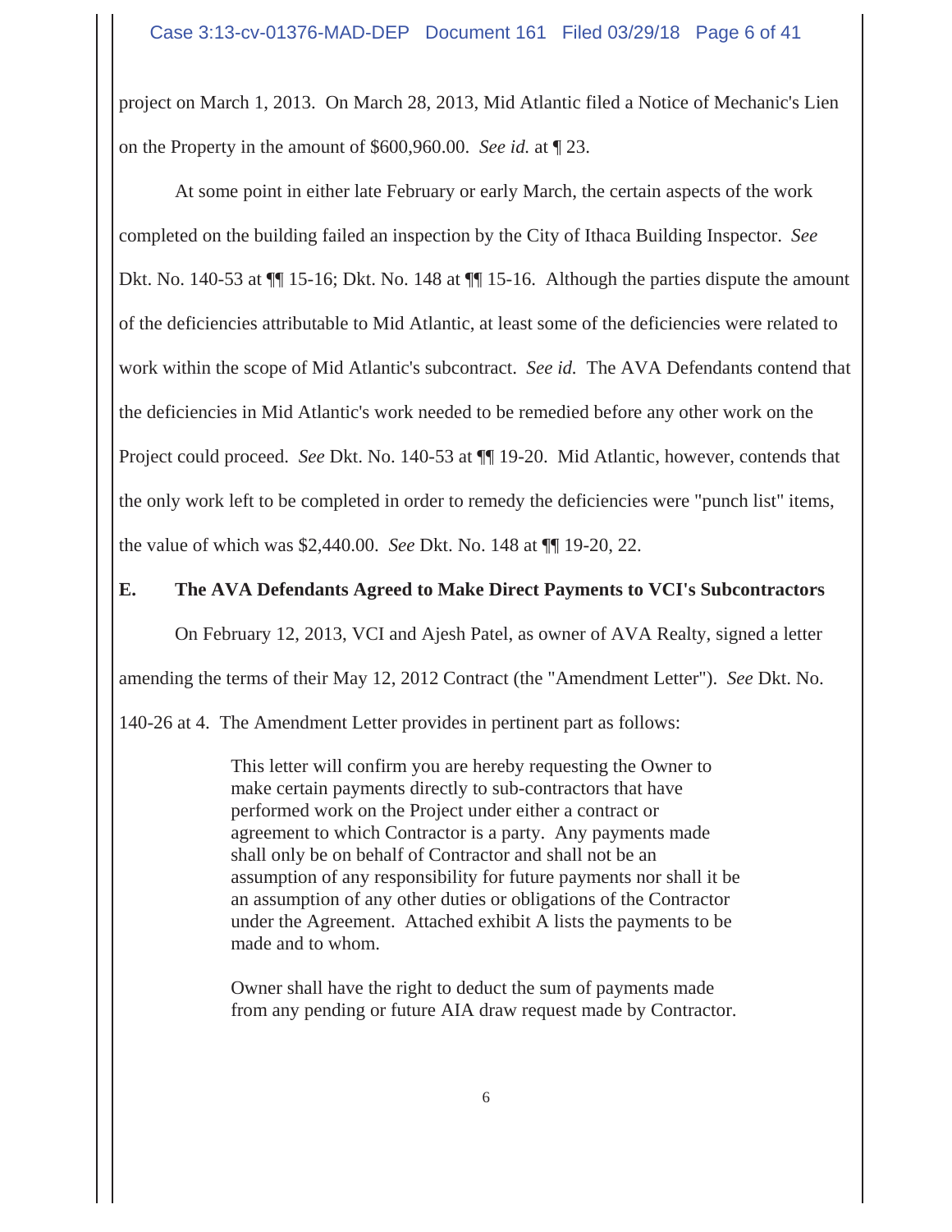project on March 1, 2013. On March 28, 2013, Mid Atlantic filed a Notice of Mechanic's Lien on the Property in the amount of $600,960.00. *See id.* at ¶ 23.

At some point in either late February or early March, the certain aspects of the work completed on the building failed an inspection by the City of Ithaca Building Inspector. *See* Dkt. No. 140-53 at ¶¶ 15-16; Dkt. No. 148 at ¶¶ 15-16. Although the parties dispute the amount of the deficiencies attributable to Mid Atlantic, at least some of the deficiencies were related to work within the scope of Mid Atlantic's subcontract. *See id.* The AVA Defendants contend that the deficiencies in Mid Atlantic's work needed to be remedied before any other work on the Project could proceed. *See* Dkt. No. 140-53 at ¶¶ 19-20. Mid Atlantic, however, contends that the only work left to be completed in order to remedy the deficiencies were "punch list" items, the value of which was $2,440.00. *See* Dkt. No. 148 at ¶¶ 19-20, 22.

### E. The AVA Defendants Agreed to Make Direct Payments to VCI's Subcontractors

On February 12, 2013, VCI and Ajesh Patel, as owner of AVA Realty, signed a letter amending the terms of their May 12, 2012 Contract (the "Amendment Letter"). *See* Dkt. No. 140-26 at 4. The Amendment Letter provides in pertinent part as follows:

> This letter will confirm you are hereby requesting the Owner to make certain payments directly to sub-contractors that have performed work on the Project under either a contract or agreement to which Contractor is a party. Any payments made shall only be on behalf of Contractor and shall not be an assumption of any responsibility for future payments nor shall it be an assumption of any other duties or obligations of the Contractor under the Agreement. Attached exhibit A lists the payments to be made and to whom.
>
> Owner shall have the right to deduct the sum of payments made from any pending or future AIA draw request made by Contractor.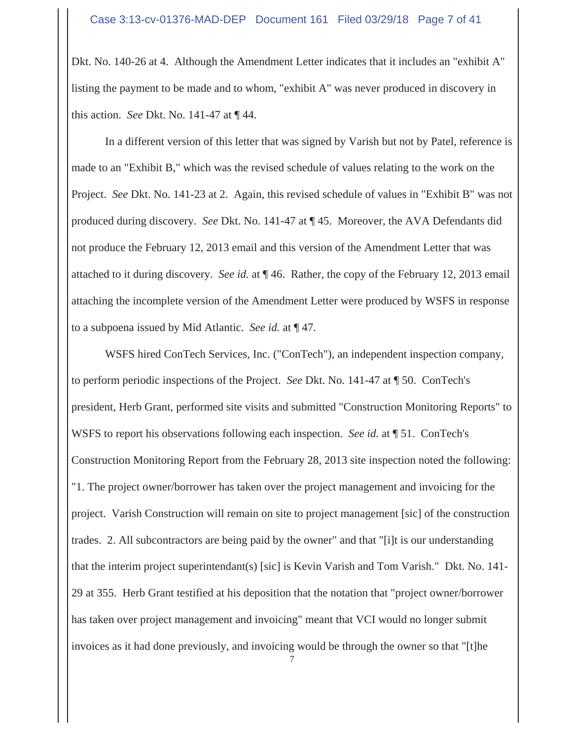Dkt. No. 140-26 at 4. Although the Amendment Letter indicates that it includes an "exhibit A" listing the payment to be made and to whom, "exhibit A" was never produced in discovery in this action. *See* Dkt. No. 141-47 at ¶ 44.

In a different version of this letter that was signed by Varish but not by Patel, reference is made to an "Exhibit B," which was the revised schedule of values relating to the work on the Project. *See* Dkt. No. 141-23 at 2. Again, this revised schedule of values in "Exhibit B" was not produced during discovery. *See* Dkt. No. 141-47 at ¶ 45. Moreover, the AVA Defendants did not produce the February 12, 2013 email and this version of the Amendment Letter that was attached to it during discovery. *See id.* at ¶ 46. Rather, the copy of the February 12, 2013 email attaching the incomplete version of the Amendment Letter were produced by WSFS in response to a subpoena issued by Mid Atlantic. *See id.* at ¶ 47.

WSFS hired ConTech Services, Inc. ("ConTech"), an independent inspection company, to perform periodic inspections of the Project. *See* Dkt. No. 141-47 at ¶ 50. ConTech's president, Herb Grant, performed site visits and submitted "Construction Monitoring Reports" to WSFS to report his observations following each inspection. *See id.* at ¶ 51. ConTech's Construction Monitoring Report from the February 28, 2013 site inspection noted the following: "1. The project owner/borrower has taken over the project management and invoicing for the project. Varish Construction will remain on site to project management [sic] of the construction trades. 2. All subcontractors are being paid by the owner" and that "[i]t is our understanding that the interim project superintendant(s) [sic] is Kevin Varish and Tom Varish." Dkt. No. 141-29 at 355. Herb Grant testified at his deposition that the notation that "project owner/borrower has taken over project management and invoicing" meant that VCI would no longer submit invoices as it had done previously, and invoicing would be through the owner so that "[t]he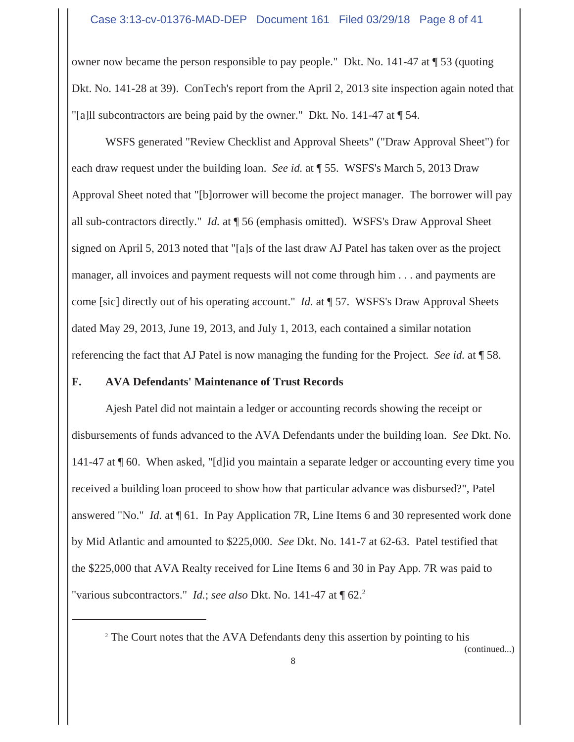owner now became the person responsible to pay people." Dkt. No. 141-47 at ¶ 53 (quoting Dkt. No. 141-28 at 39). ConTech's report from the April 2, 2013 site inspection again noted that "[a]ll subcontractors are being paid by the owner." Dkt. No. 141-47 at ¶ 54.

WSFS generated "Review Checklist and Approval Sheets" ("Draw Approval Sheet") for each draw request under the building loan. *See id.* at ¶ 55. WSFS's March 5, 2013 Draw Approval Sheet noted that "[b]orrower will become the project manager. The borrower will pay all sub-contractors directly." *Id.* at ¶ 56 (emphasis omitted). WSFS's Draw Approval Sheet signed on April 5, 2013 noted that "[a]s of the last draw AJ Patel has taken over as the project manager, all invoices and payment requests will not come through him . . . and payments are come [sic] directly out of his operating account." *Id.* at ¶ 57. WSFS's Draw Approval Sheets dated May 29, 2013, June 19, 2013, and July 1, 2013, each contained a similar notation referencing the fact that AJ Patel is now managing the funding for the Project. *See id.* at ¶ 58.

**F. AVA Defendants' Maintenance of Trust Records**

Ajesh Patel did not maintain a ledger or accounting records showing the receipt or disbursements of funds advanced to the AVA Defendants under the building loan. *See* Dkt. No. 141-47 at ¶ 60. When asked, "[d]id you maintain a separate ledger or accounting every time you received a building loan proceed to show how that particular advance was disbursed?", Patel answered "No." *Id.* at ¶ 61. In Pay Application 7R, Line Items 6 and 30 represented work done by Mid Atlantic and amounted to $225,000. *See* Dkt. No. 141-7 at 62-63. Patel testified that the $225,000 that AVA Realty received for Line Items 6 and 30 in Pay App. 7R was paid to "various subcontractors." *Id.*; *see also* Dkt. No. 141-47 at ¶ 62.[2]

---

[2] The Court notes that the AVA Defendants deny this assertion by pointing to his (continued...)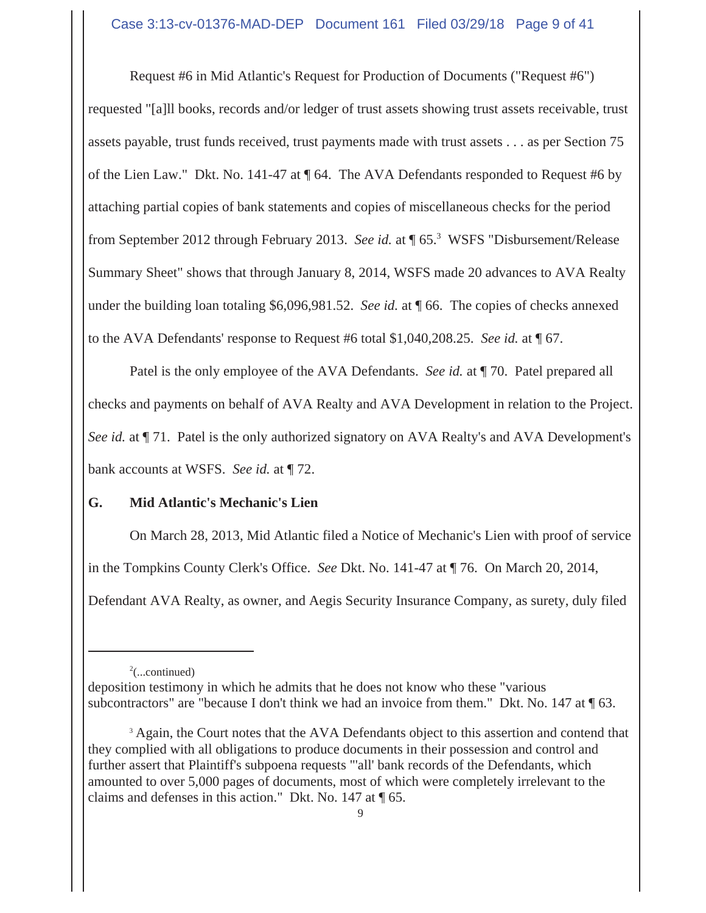Request #6 in Mid Atlantic's Request for Production of Documents ("Request #6") requested "[a]ll books, records and/or ledger of trust assets showing trust assets receivable, trust assets payable, trust funds received, trust payments made with trust assets . . . as per Section 75 of the Lien Law." Dkt. No. 141-47 at ¶ 64. The AVA Defendants responded to Request #6 by attaching partial copies of bank statements and copies of miscellaneous checks for the period from September 2012 through February 2013. *See id.* at ¶ 65.[3] WSFS "Disbursement/Release Summary Sheet" shows that through January 8, 2014, WSFS made 20 advances to AVA Realty under the building loan totaling $6,096,981.52. *See id.* at ¶ 66. The copies of checks annexed to the AVA Defendants' response to Request #6 total $1,040,208.25. *See id.* at ¶ 67.

Patel is the only employee of the AVA Defendants. *See id.* at ¶ 70. Patel prepared all checks and payments on behalf of AVA Realty and AVA Development in relation to the Project. *See id.* at ¶ 71. Patel is the only authorized signatory on AVA Realty's and AVA Development's bank accounts at WSFS. *See id.* at ¶ 72.

**G. Mid Atlantic's Mechanic's Lien**

On March 28, 2013, Mid Atlantic filed a Notice of Mechanic's Lien with proof of service in the Tompkins County Clerk's Office. *See* Dkt. No. 141-47 at ¶ 76. On March 20, 2014, Defendant AVA Realty, as owner, and Aegis Security Insurance Company, as surety, duly filed

---

[2](...continued)
deposition testimony in which he admits that he does not know who these "various subcontractors" are "because I don't think we had an invoice from them." Dkt. No. 147 at ¶ 63.

[3] Again, the Court notes that the AVA Defendants object to this assertion and contend that they complied with all obligations to produce documents in their possession and control and further assert that Plaintiff's subpoena requests "'all' bank records of the Defendants, which amounted to over 5,000 pages of documents, most of which were completely irrelevant to the claims and defenses in this action." Dkt. No. 147 at ¶ 65.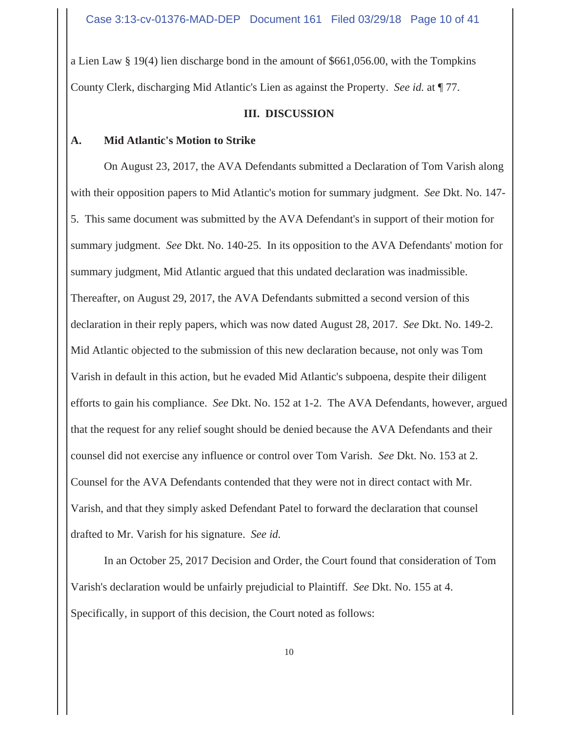a Lien Law § 19(4) lien discharge bond in the amount of $661,056.00, with the Tompkins County Clerk, discharging Mid Atlantic's Lien as against the Property. *See id.* at ¶ 77.

## III. DISCUSSION

### A. Mid Atlantic's Motion to Strike

On August 23, 2017, the AVA Defendants submitted a Declaration of Tom Varish along with their opposition papers to Mid Atlantic's motion for summary judgment. *See* Dkt. No. 147-5. This same document was submitted by the AVA Defendant's in support of their motion for summary judgment. *See* Dkt. No. 140-25. In its opposition to the AVA Defendants' motion for summary judgment, Mid Atlantic argued that this undated declaration was inadmissible. Thereafter, on August 29, 2017, the AVA Defendants submitted a second version of this declaration in their reply papers, which was now dated August 28, 2017. *See* Dkt. No. 149-2. Mid Atlantic objected to the submission of this new declaration because, not only was Tom Varish in default in this action, but he evaded Mid Atlantic's subpoena, despite their diligent efforts to gain his compliance. *See* Dkt. No. 152 at 1-2. The AVA Defendants, however, argued that the request for any relief sought should be denied because the AVA Defendants and their counsel did not exercise any influence or control over Tom Varish. *See* Dkt. No. 153 at 2. Counsel for the AVA Defendants contended that they were not in direct contact with Mr. Varish, and that they simply asked Defendant Patel to forward the declaration that counsel drafted to Mr. Varish for his signature. *See id.*

In an October 25, 2017 Decision and Order, the Court found that consideration of Tom Varish's declaration would be unfairly prejudicial to Plaintiff. *See* Dkt. No. 155 at 4. Specifically, in support of this decision, the Court noted as follows: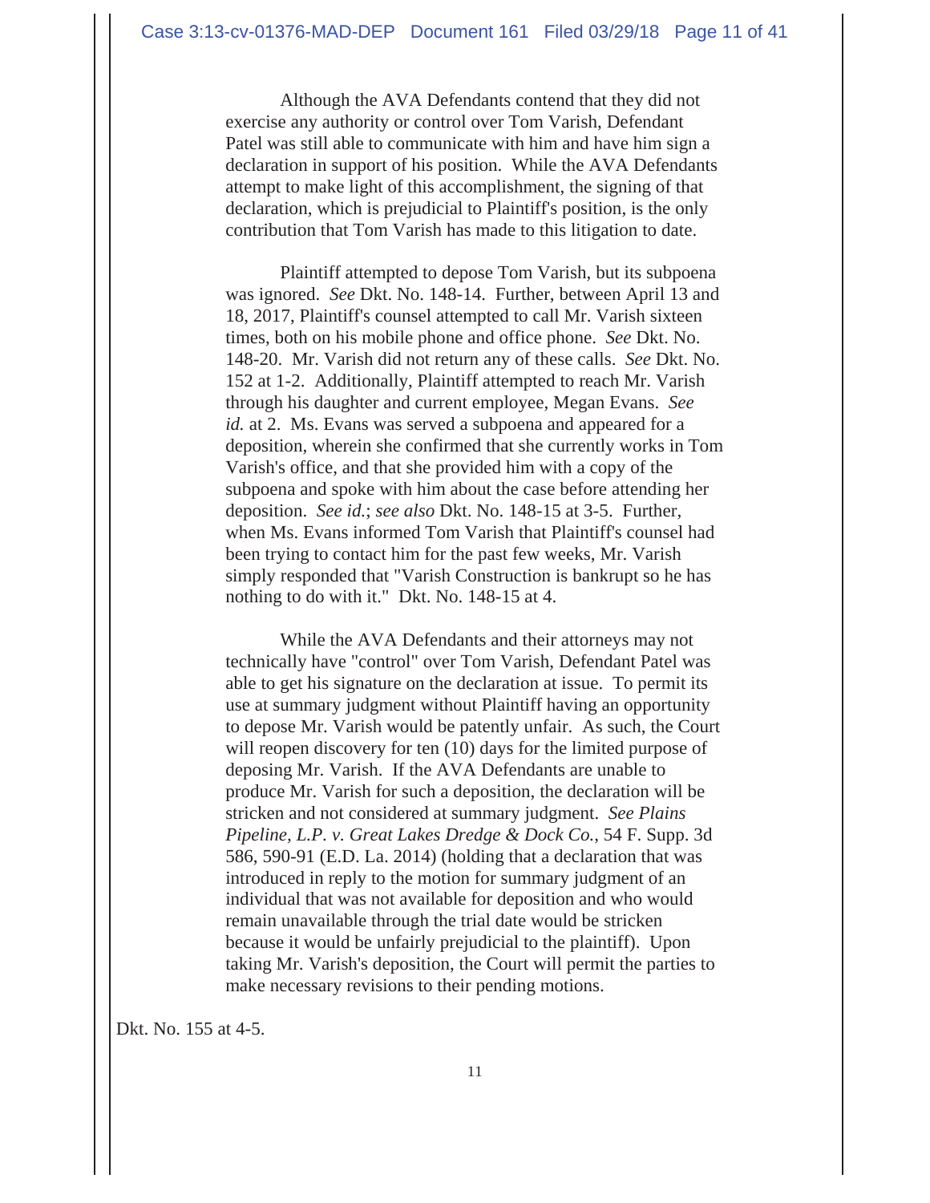> Although the AVA Defendants contend that they did not exercise any authority or control over Tom Varish, Defendant Patel was still able to communicate with him and have him sign a declaration in support of his position. While the AVA Defendants attempt to make light of this accomplishment, the signing of that declaration, which is prejudicial to Plaintiff's position, is the only contribution that Tom Varish has made to this litigation to date.
>
> Plaintiff attempted to depose Tom Varish, but its subpoena was ignored. *See* Dkt. No. 148-14. Further, between April 13 and 18, 2017, Plaintiff's counsel attempted to call Mr. Varish sixteen times, both on his mobile phone and office phone. *See* Dkt. No. 148-20. Mr. Varish did not return any of these calls. *See* Dkt. No. 152 at 1-2. Additionally, Plaintiff attempted to reach Mr. Varish through his daughter and current employee, Megan Evans. *See id.* at 2. Ms. Evans was served a subpoena and appeared for a deposition, wherein she confirmed that she currently works in Tom Varish's office, and that she provided him with a copy of the subpoena and spoke with him about the case before attending her deposition. *See id.*; *see also* Dkt. No. 148-15 at 3-5. Further, when Ms. Evans informed Tom Varish that Plaintiff's counsel had been trying to contact him for the past few weeks, Mr. Varish simply responded that "Varish Construction is bankrupt so he has nothing to do with it." Dkt. No. 148-15 at 4.
>
> While the AVA Defendants and their attorneys may not technically have "control" over Tom Varish, Defendant Patel was able to get his signature on the declaration at issue. To permit its use at summary judgment without Plaintiff having an opportunity to depose Mr. Varish would be patently unfair. As such, the Court will reopen discovery for ten (10) days for the limited purpose of deposing Mr. Varish. If the AVA Defendants are unable to produce Mr. Varish for such a deposition, the declaration will be stricken and not considered at summary judgment. *See Plains Pipeline, L.P. v. Great Lakes Dredge & Dock Co.*, 54 F. Supp. 3d 586, 590-91 (E.D. La. 2014) (holding that a declaration that was introduced in reply to the motion for summary judgment of an individual that was not available for deposition and who would remain unavailable through the trial date would be stricken because it would be unfairly prejudicial to the plaintiff). Upon taking Mr. Varish's deposition, the Court will permit the parties to make necessary revisions to their pending motions.

Dkt. No. 155 at 4-5.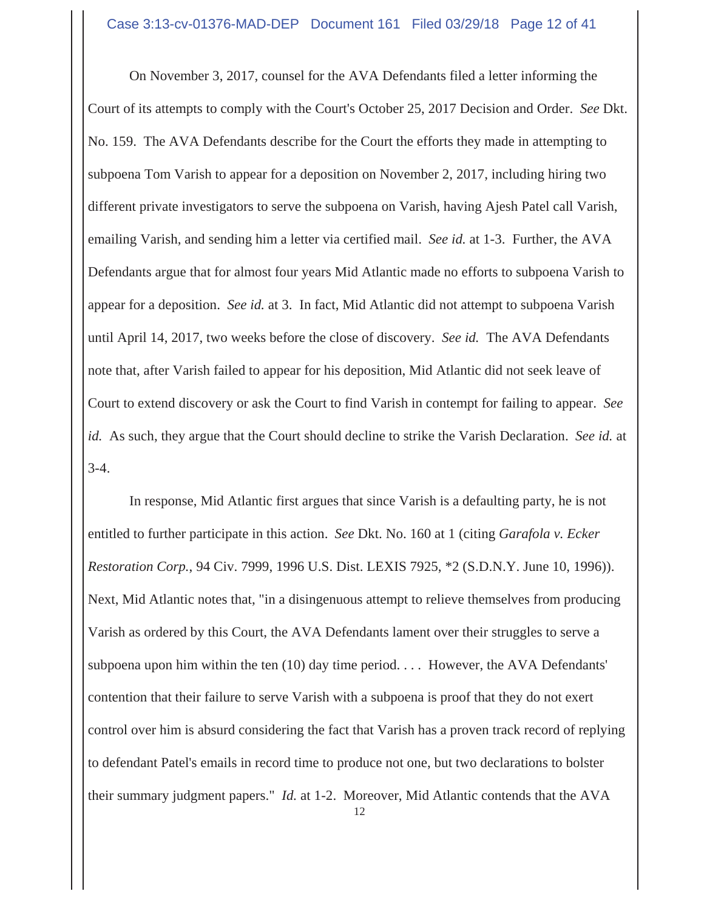On November 3, 2017, counsel for the AVA Defendants filed a letter informing the Court of its attempts to comply with the Court's October 25, 2017 Decision and Order. *See* Dkt. No. 159. The AVA Defendants describe for the Court the efforts they made in attempting to subpoena Tom Varish to appear for a deposition on November 2, 2017, including hiring two different private investigators to serve the subpoena on Varish, having Ajesh Patel call Varish, emailing Varish, and sending him a letter via certified mail. *See id.* at 1-3. Further, the AVA Defendants argue that for almost four years Mid Atlantic made no efforts to subpoena Varish to appear for a deposition. *See id.* at 3. In fact, Mid Atlantic did not attempt to subpoena Varish until April 14, 2017, two weeks before the close of discovery. *See id.* The AVA Defendants note that, after Varish failed to appear for his deposition, Mid Atlantic did not seek leave of Court to extend discovery or ask the Court to find Varish in contempt for failing to appear. *See id.* As such, they argue that the Court should decline to strike the Varish Declaration. *See id.* at 3-4.

In response, Mid Atlantic first argues that since Varish is a defaulting party, he is not entitled to further participate in this action. *See* Dkt. No. 160 at 1 (citing *Garafola v. Ecker Restoration Corp.*, 94 Civ. 7999, 1996 U.S. Dist. LEXIS 7925, *2 (S.D.N.Y. June 10, 1996)). Next, Mid Atlantic notes that, "in a disingenuous attempt to relieve themselves from producing Varish as ordered by this Court, the AVA Defendants lament over their struggles to serve a subpoena upon him within the ten (10) day time period. . . . However, the AVA Defendants' contention that their failure to serve Varish with a subpoena is proof that they do not exert control over him is absurd considering the fact that Varish has a proven track record of replying to defendant Patel's emails in record time to produce not one, but two declarations to bolster their summary judgment papers." *Id.* at 1-2. Moreover, Mid Atlantic contends that the AVA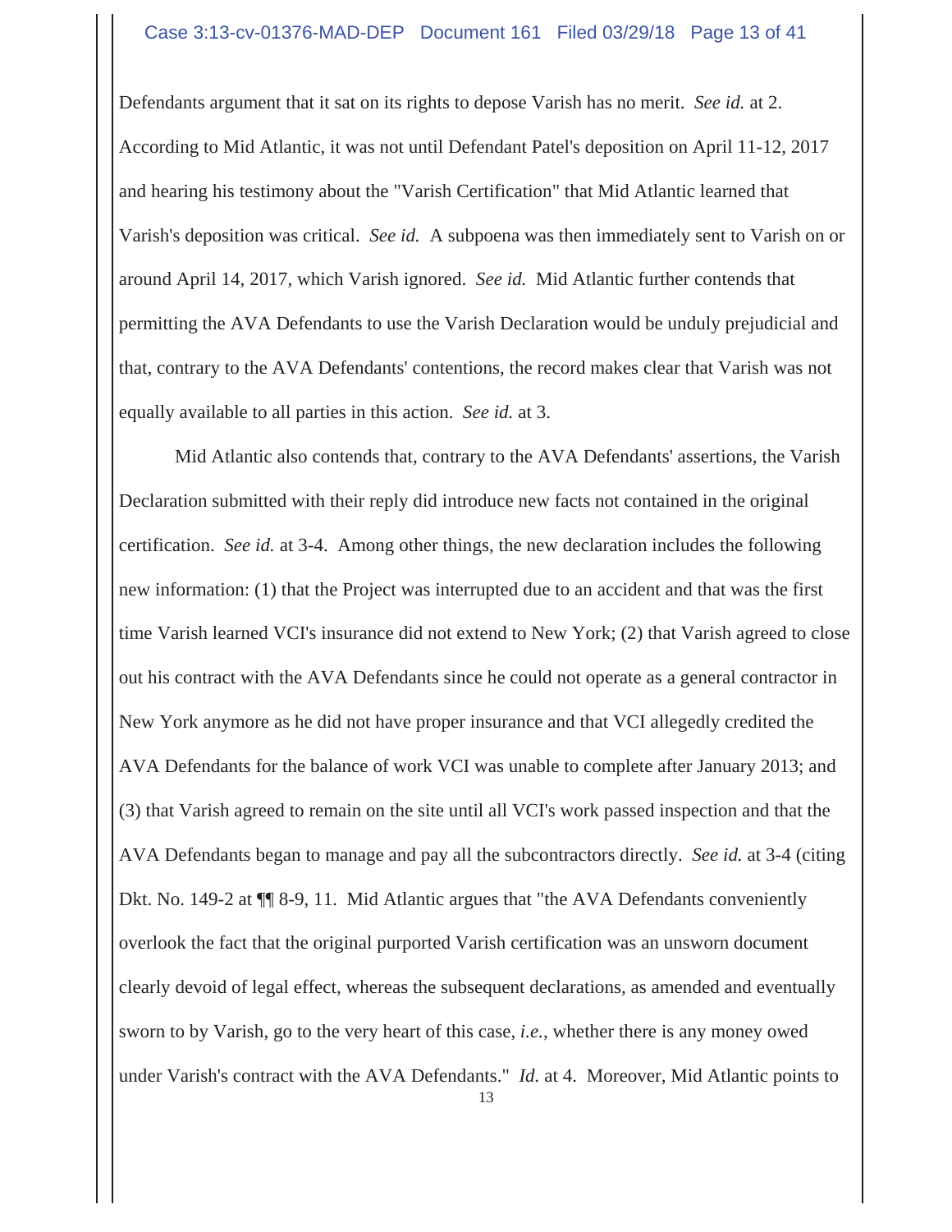Defendants argument that it sat on its rights to depose Varish has no merit. *See id.* at 2. According to Mid Atlantic, it was not until Defendant Patel's deposition on April 11-12, 2017 and hearing his testimony about the "Varish Certification" that Mid Atlantic learned that Varish's deposition was critical. *See id.* A subpoena was then immediately sent to Varish on or around April 14, 2017, which Varish ignored. *See id.* Mid Atlantic further contends that permitting the AVA Defendants to use the Varish Declaration would be unduly prejudicial and that, contrary to the AVA Defendants' contentions, the record makes clear that Varish was not equally available to all parties in this action. *See id.* at 3.

Mid Atlantic also contends that, contrary to the AVA Defendants' assertions, the Varish Declaration submitted with their reply did introduce new facts not contained in the original certification. *See id.* at 3-4. Among other things, the new declaration includes the following new information: (1) that the Project was interrupted due to an accident and that was the first time Varish learned VCI's insurance did not extend to New York; (2) that Varish agreed to close out his contract with the AVA Defendants since he could not operate as a general contractor in New York anymore as he did not have proper insurance and that VCI allegedly credited the AVA Defendants for the balance of work VCI was unable to complete after January 2013; and (3) that Varish agreed to remain on the site until all VCI's work passed inspection and that the AVA Defendants began to manage and pay all the subcontractors directly. *See id.* at 3-4 (citing Dkt. No. 149-2 at ¶¶ 8-9, 11. Mid Atlantic argues that "the AVA Defendants conveniently overlook the fact that the original purported Varish certification was an unsworn document clearly devoid of legal effect, whereas the subsequent declarations, as amended and eventually sworn to by Varish, go to the very heart of this case, *i.e.*, whether there is any money owed under Varish's contract with the AVA Defendants." *Id.* at 4. Moreover, Mid Atlantic points to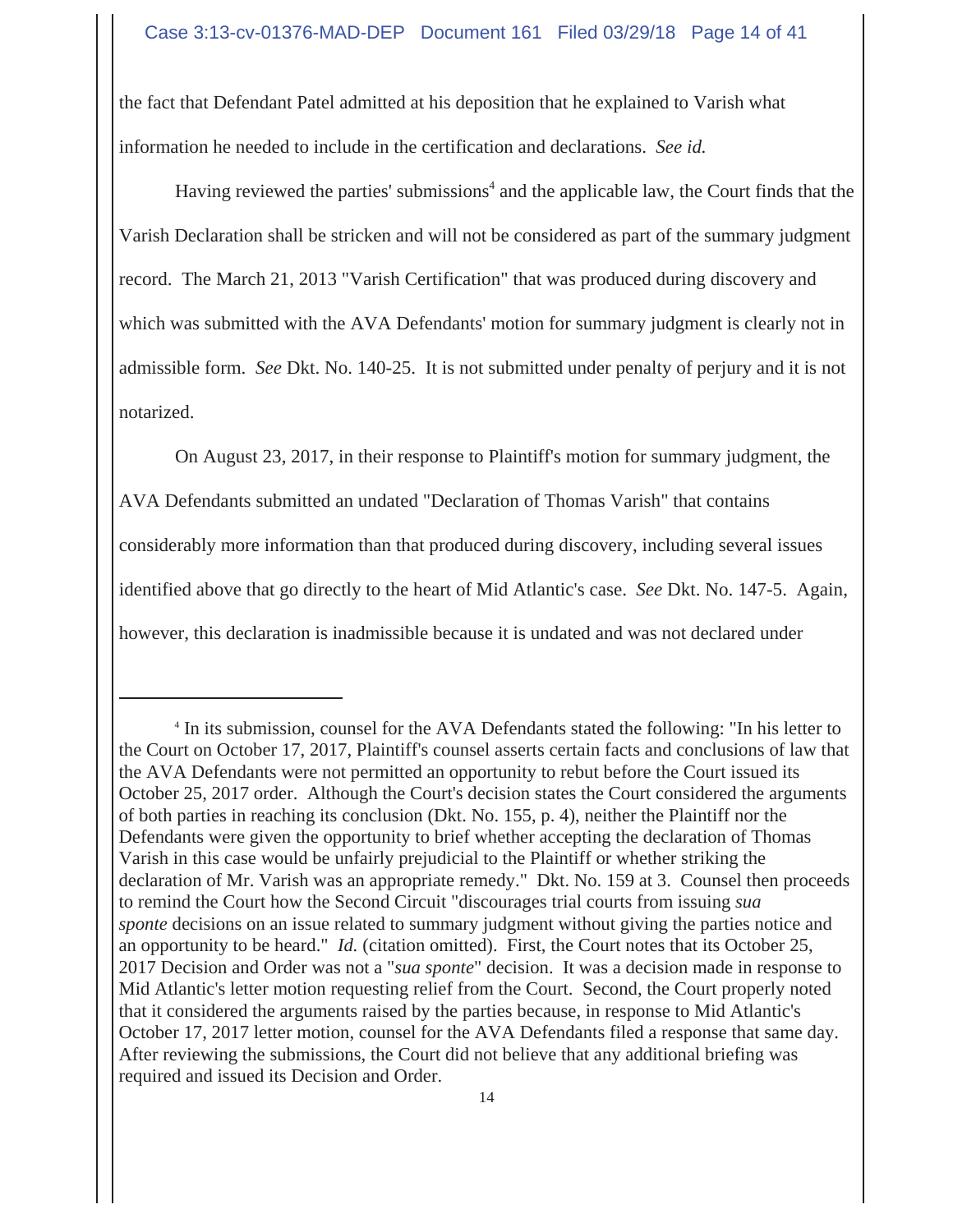the fact that Defendant Patel admitted at his deposition that he explained to Varish what information he needed to include in the certification and declarations. *See id.*

Having reviewed the parties' submissions[4] and the applicable law, the Court finds that the Varish Declaration shall be stricken and will not be considered as part of the summary judgment record. The March 21, 2013 "Varish Certification" that was produced during discovery and which was submitted with the AVA Defendants' motion for summary judgment is clearly not in admissible form. *See* Dkt. No. 140-25. It is not submitted under penalty of perjury and it is not notarized.

On August 23, 2017, in their response to Plaintiff's motion for summary judgment, the AVA Defendants submitted an undated "Declaration of Thomas Varish" that contains considerably more information than that produced during discovery, including several issues identified above that go directly to the heart of Mid Atlantic's case. *See* Dkt. No. 147-5. Again, however, this declaration is inadmissible because it is undated and was not declared under

---

[4] In its submission, counsel for the AVA Defendants stated the following: "In his letter to the Court on October 17, 2017, Plaintiff's counsel asserts certain facts and conclusions of law that the AVA Defendants were not permitted an opportunity to rebut before the Court issued its October 25, 2017 order. Although the Court's decision states the Court considered the arguments of both parties in reaching its conclusion (Dkt. No. 155, p. 4), neither the Plaintiff nor the Defendants were given the opportunity to brief whether accepting the declaration of Thomas Varish in this case would be unfairly prejudicial to the Plaintiff or whether striking the declaration of Mr. Varish was an appropriate remedy." Dkt. No. 159 at 3. Counsel then proceeds to remind the Court how the Second Circuit "discourages trial courts from issuing *sua sponte* decisions on an issue related to summary judgment without giving the parties notice and an opportunity to be heard." *Id.* (citation omitted). First, the Court notes that its October 25, 2017 Decision and Order was not a "*sua sponte*" decision. It was a decision made in response to Mid Atlantic's letter motion requesting relief from the Court. Second, the Court properly noted that it considered the arguments raised by the parties because, in response to Mid Atlantic's October 17, 2017 letter motion, counsel for the AVA Defendants filed a response that same day. After reviewing the submissions, the Court did not believe that any additional briefing was required and issued its Decision and Order.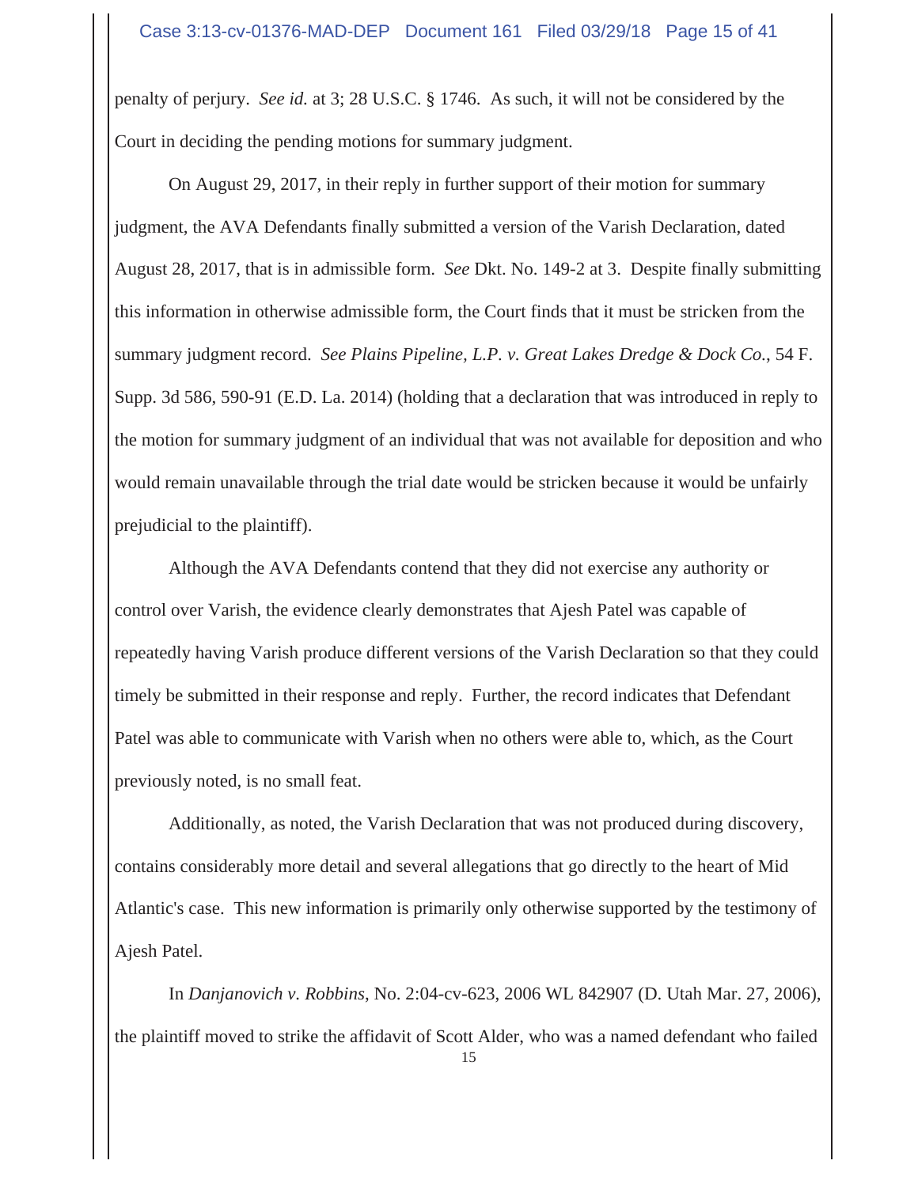penalty of perjury. *See id.* at 3; 28 U.S.C. § 1746. As such, it will not be considered by the Court in deciding the pending motions for summary judgment.

On August 29, 2017, in their reply in further support of their motion for summary judgment, the AVA Defendants finally submitted a version of the Varish Declaration, dated August 28, 2017, that is in admissible form. *See* Dkt. No. 149-2 at 3. Despite finally submitting this information in otherwise admissible form, the Court finds that it must be stricken from the summary judgment record. *See Plains Pipeline, L.P. v. Great Lakes Dredge & Dock Co.*, 54 F. Supp. 3d 586, 590-91 (E.D. La. 2014) (holding that a declaration that was introduced in reply to the motion for summary judgment of an individual that was not available for deposition and who would remain unavailable through the trial date would be stricken because it would be unfairly prejudicial to the plaintiff).

Although the AVA Defendants contend that they did not exercise any authority or control over Varish, the evidence clearly demonstrates that Ajesh Patel was capable of repeatedly having Varish produce different versions of the Varish Declaration so that they could timely be submitted in their response and reply. Further, the record indicates that Defendant Patel was able to communicate with Varish when no others were able to, which, as the Court previously noted, is no small feat.

Additionally, as noted, the Varish Declaration that was not produced during discovery, contains considerably more detail and several allegations that go directly to the heart of Mid Atlantic's case. This new information is primarily only otherwise supported by the testimony of Ajesh Patel.

In *Danjanovich v. Robbins*, No. 2:04-cv-623, 2006 WL 842907 (D. Utah Mar. 27, 2006), the plaintiff moved to strike the affidavit of Scott Alder, who was a named defendant who failed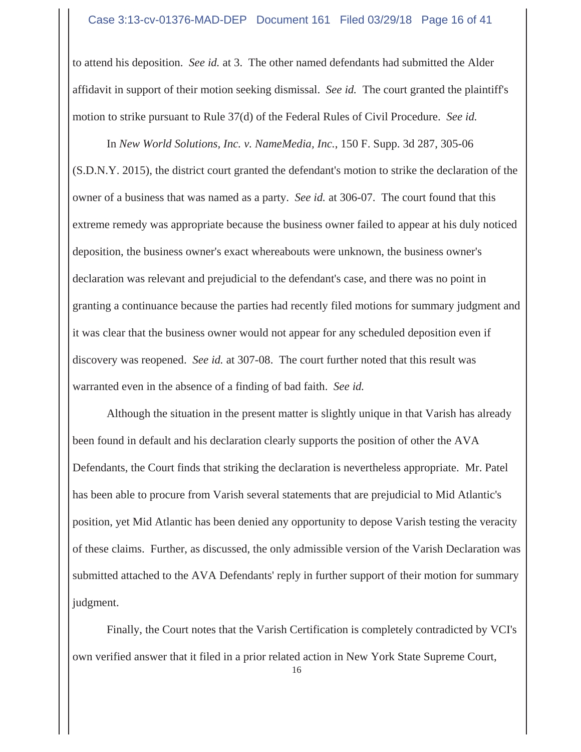to attend his deposition. *See id.* at 3. The other named defendants had submitted the Alder affidavit in support of their motion seeking dismissal. *See id.* The court granted the plaintiff's motion to strike pursuant to Rule 37(d) of the Federal Rules of Civil Procedure. *See id.*

In *New World Solutions, Inc. v. NameMedia, Inc.*, 150 F. Supp. 3d 287, 305-06 (S.D.N.Y. 2015), the district court granted the defendant's motion to strike the declaration of the owner of a business that was named as a party. *See id.* at 306-07. The court found that this extreme remedy was appropriate because the business owner failed to appear at his duly noticed deposition, the business owner's exact whereabouts were unknown, the business owner's declaration was relevant and prejudicial to the defendant's case, and there was no point in granting a continuance because the parties had recently filed motions for summary judgment and it was clear that the business owner would not appear for any scheduled deposition even if discovery was reopened. *See id.* at 307-08. The court further noted that this result was warranted even in the absence of a finding of bad faith. *See id.*

Although the situation in the present matter is slightly unique in that Varish has already been found in default and his declaration clearly supports the position of other the AVA Defendants, the Court finds that striking the declaration is nevertheless appropriate. Mr. Patel has been able to procure from Varish several statements that are prejudicial to Mid Atlantic's position, yet Mid Atlantic has been denied any opportunity to depose Varish testing the veracity of these claims. Further, as discussed, the only admissible version of the Varish Declaration was submitted attached to the AVA Defendants' reply in further support of their motion for summary judgment.

Finally, the Court notes that the Varish Certification is completely contradicted by VCI's own verified answer that it filed in a prior related action in New York State Supreme Court,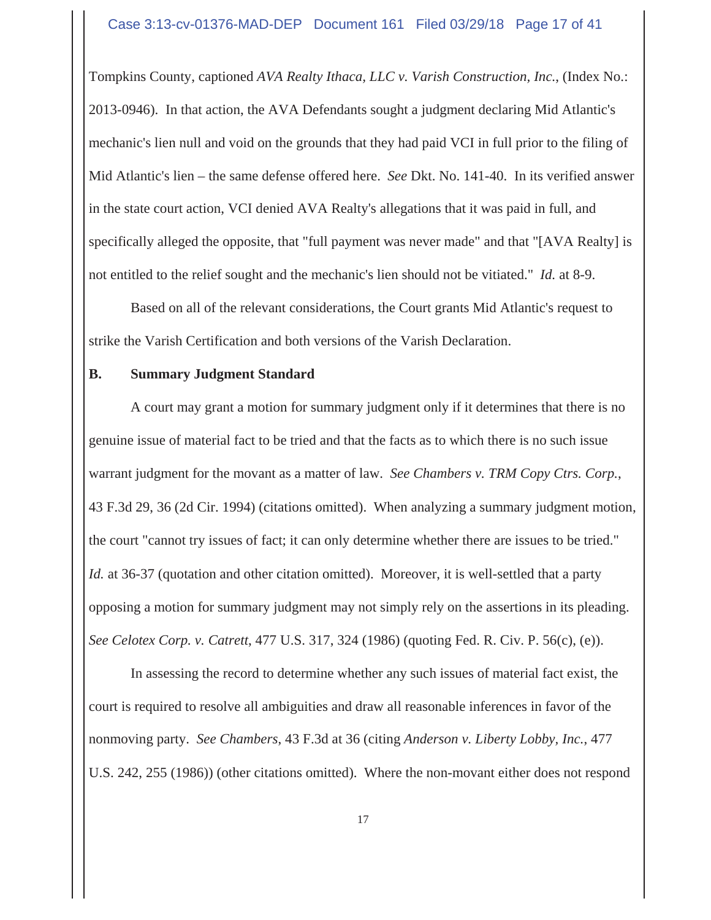Tompkins County, captioned *AVA Realty Ithaca, LLC v. Varish Construction, Inc.*, (Index No.: 2013-0946). In that action, the AVA Defendants sought a judgment declaring Mid Atlantic's mechanic's lien null and void on the grounds that they had paid VCI in full prior to the filing of Mid Atlantic's lien – the same defense offered here. *See* Dkt. No. 141-40. In its verified answer in the state court action, VCI denied AVA Realty's allegations that it was paid in full, and specifically alleged the opposite, that "full payment was never made" and that "[AVA Realty] is not entitled to the relief sought and the mechanic's lien should not be vitiated." *Id.* at 8-9.

Based on all of the relevant considerations, the Court grants Mid Atlantic's request to strike the Varish Certification and both versions of the Varish Declaration.

**B. Summary Judgment Standard**

A court may grant a motion for summary judgment only if it determines that there is no genuine issue of material fact to be tried and that the facts as to which there is no such issue warrant judgment for the movant as a matter of law. *See Chambers v. TRM Copy Ctrs. Corp.*, 43 F.3d 29, 36 (2d Cir. 1994) (citations omitted). When analyzing a summary judgment motion, the court "cannot try issues of fact; it can only determine whether there are issues to be tried." *Id.* at 36-37 (quotation and other citation omitted). Moreover, it is well-settled that a party opposing a motion for summary judgment may not simply rely on the assertions in its pleading. *See Celotex Corp. v. Catrett*, 477 U.S. 317, 324 (1986) (quoting Fed. R. Civ. P. 56(c), (e)).

In assessing the record to determine whether any such issues of material fact exist, the court is required to resolve all ambiguities and draw all reasonable inferences in favor of the nonmoving party. *See Chambers*, 43 F.3d at 36 (citing *Anderson v. Liberty Lobby, Inc.*, 477 U.S. 242, 255 (1986)) (other citations omitted). Where the non-movant either does not respond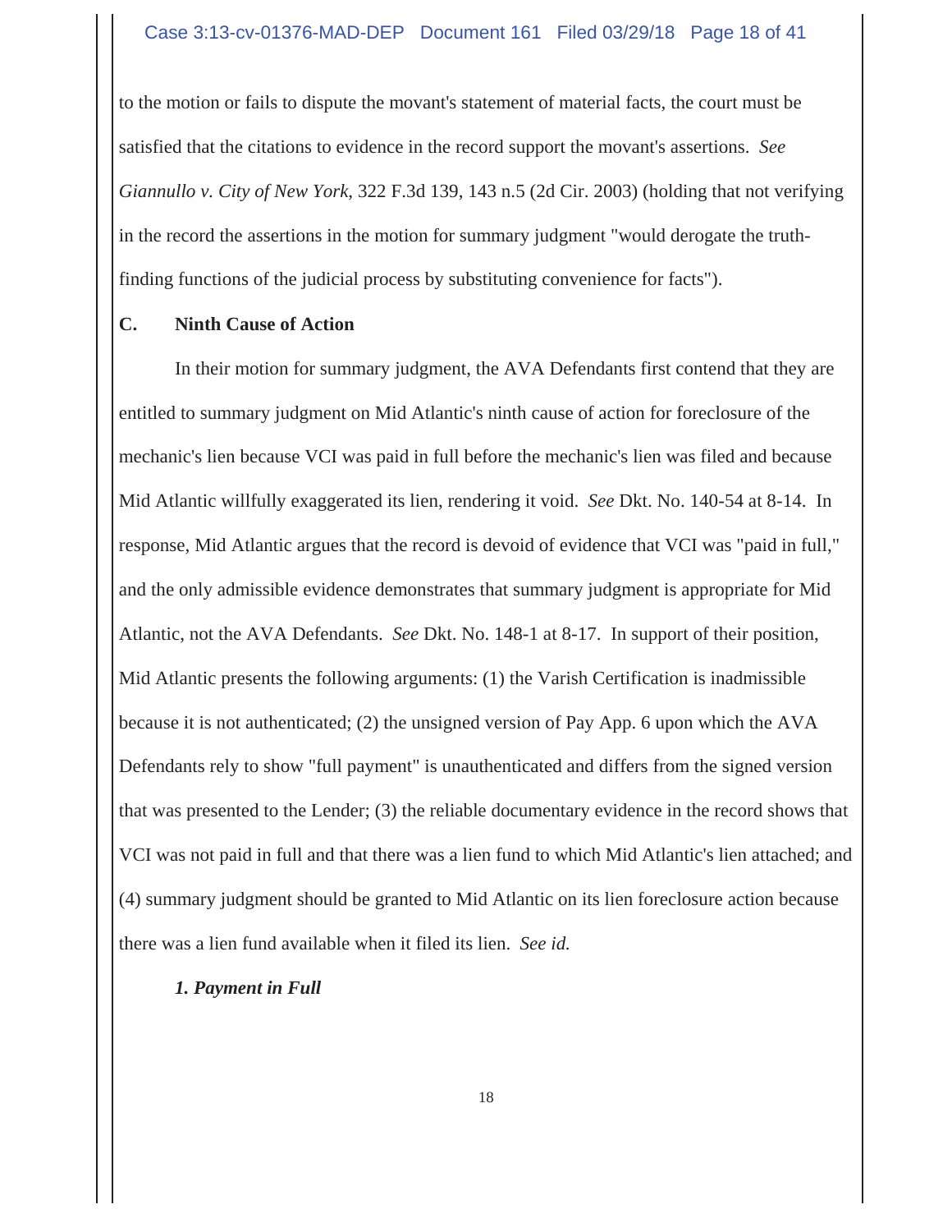to the motion or fails to dispute the movant's statement of material facts, the court must be satisfied that the citations to evidence in the record support the movant's assertions. *See Giannullo v. City of New York*, 322 F.3d 139, 143 n.5 (2d Cir. 2003) (holding that not verifying in the record the assertions in the motion for summary judgment "would derogate the truth-finding functions of the judicial process by substituting convenience for facts").

**C. Ninth Cause of Action**

In their motion for summary judgment, the AVA Defendants first contend that they are entitled to summary judgment on Mid Atlantic's ninth cause of action for foreclosure of the mechanic's lien because VCI was paid in full before the mechanic's lien was filed and because Mid Atlantic willfully exaggerated its lien, rendering it void. *See* Dkt. No. 140-54 at 8-14. In response, Mid Atlantic argues that the record is devoid of evidence that VCI was "paid in full," and the only admissible evidence demonstrates that summary judgment is appropriate for Mid Atlantic, not the AVA Defendants. *See* Dkt. No. 148-1 at 8-17. In support of their position, Mid Atlantic presents the following arguments: (1) the Varish Certification is inadmissible because it is not authenticated; (2) the unsigned version of Pay App. 6 upon which the AVA Defendants rely to show "full payment" is unauthenticated and differs from the signed version that was presented to the Lender; (3) the reliable documentary evidence in the record shows that VCI was not paid in full and that there was a lien fund to which Mid Atlantic's lien attached; and (4) summary judgment should be granted to Mid Atlantic on its lien foreclosure action because there was a lien fund available when it filed its lien. *See id.*

***1. Payment in Full***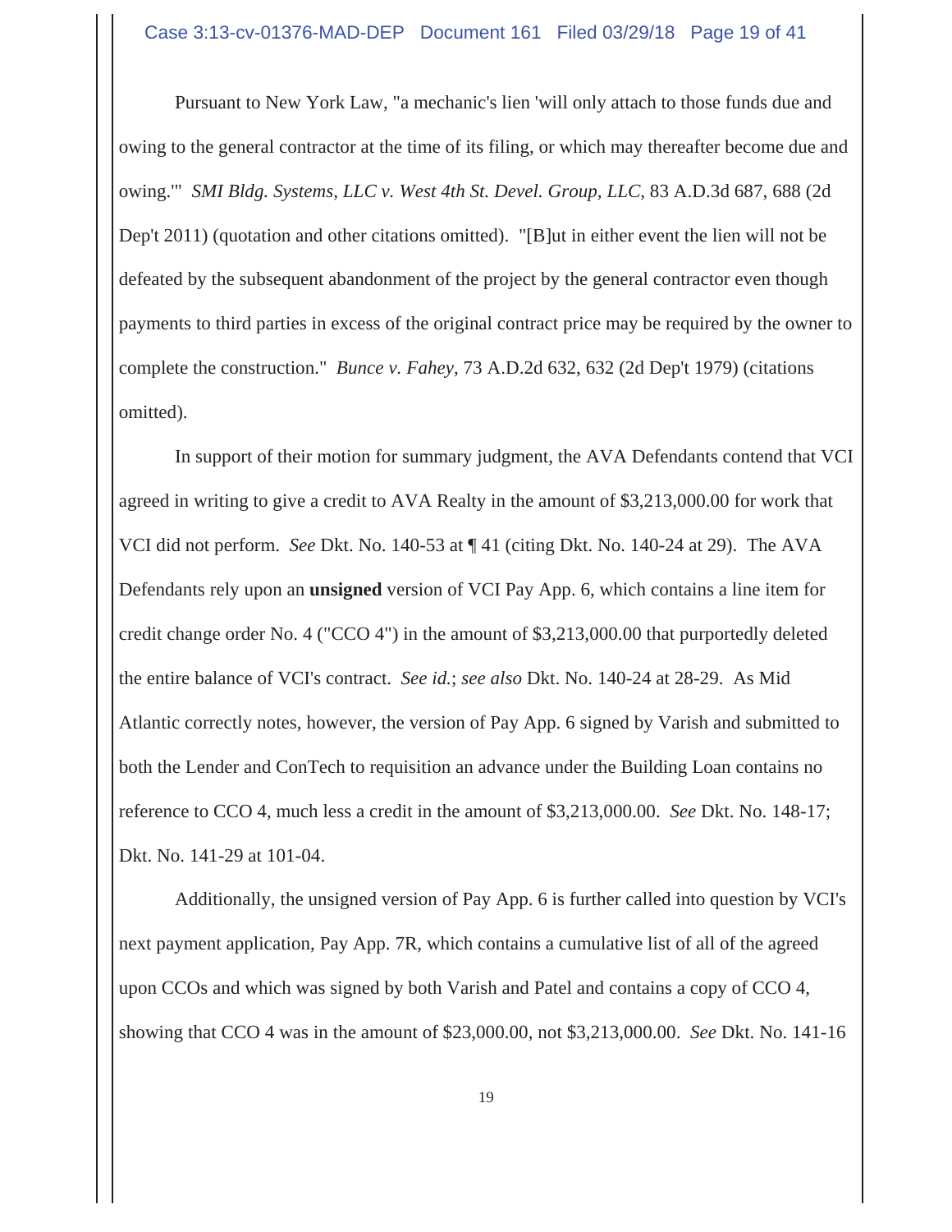Pursuant to New York Law, "a mechanic's lien 'will only attach to those funds due and owing to the general contractor at the time of its filing, or which may thereafter become due and owing.'" *SMI Bldg. Systems, LLC v. West 4th St. Devel. Group, LLC*, 83 A.D.3d 687, 688 (2d Dep't 2011) (quotation and other citations omitted). "[B]ut in either event the lien will not be defeated by the subsequent abandonment of the project by the general contractor even though payments to third parties in excess of the original contract price may be required by the owner to complete the construction." *Bunce v. Fahey*, 73 A.D.2d 632, 632 (2d Dep't 1979) (citations omitted).

In support of their motion for summary judgment, the AVA Defendants contend that VCI agreed in writing to give a credit to AVA Realty in the amount of $3,213,000.00 for work that VCI did not perform. *See* Dkt. No. 140-53 at ¶ 41 (citing Dkt. No. 140-24 at 29). The AVA Defendants rely upon an **unsigned** version of VCI Pay App. 6, which contains a line item for credit change order No. 4 ("CCO 4") in the amount of $3,213,000.00 that purportedly deleted the entire balance of VCI's contract. *See id.*; *see also* Dkt. No. 140-24 at 28-29. As Mid Atlantic correctly notes, however, the version of Pay App. 6 signed by Varish and submitted to both the Lender and ConTech to requisition an advance under the Building Loan contains no reference to CCO 4, much less a credit in the amount of $3,213,000.00. *See* Dkt. No. 148-17; Dkt. No. 141-29 at 101-04.

Additionally, the unsigned version of Pay App. 6 is further called into question by VCI's next payment application, Pay App. 7R, which contains a cumulative list of all of the agreed upon CCOs and which was signed by both Varish and Patel and contains a copy of CCO 4, showing that CCO 4 was in the amount of $23,000.00, not $3,213,000.00. *See* Dkt. No. 141-16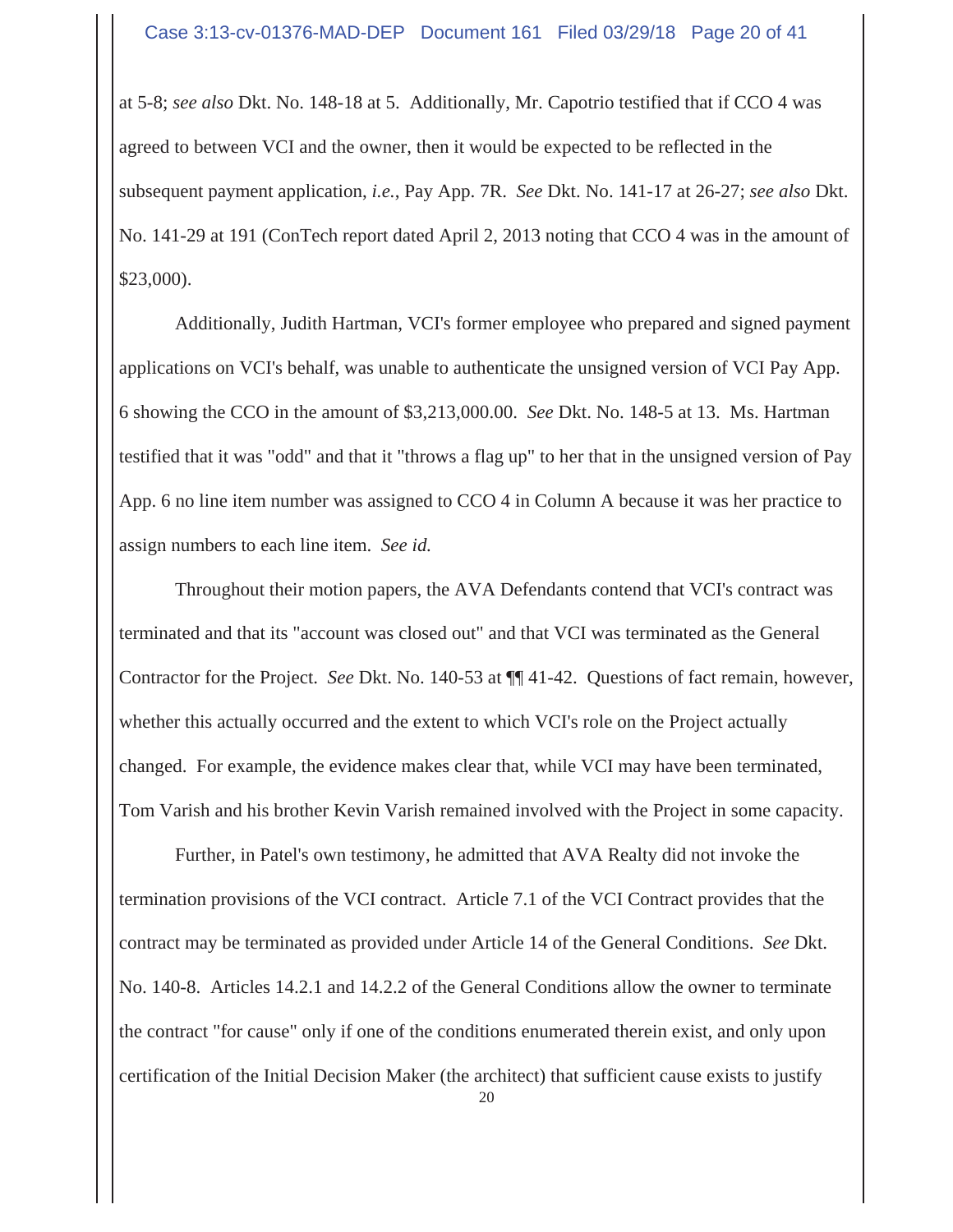at 5-8; *see also* Dkt. No. 148-18 at 5. Additionally, Mr. Capotrio testified that if CCO 4 was agreed to between VCI and the owner, then it would be expected to be reflected in the subsequent payment application, *i.e.*, Pay App. 7R. *See* Dkt. No. 141-17 at 26-27; *see also* Dkt. No. 141-29 at 191 (ConTech report dated April 2, 2013 noting that CCO 4 was in the amount of $23,000).

Additionally, Judith Hartman, VCI's former employee who prepared and signed payment applications on VCI's behalf, was unable to authenticate the unsigned version of VCI Pay App. 6 showing the CCO in the amount of $3,213,000.00. *See* Dkt. No. 148-5 at 13. Ms. Hartman testified that it was "odd" and that it "throws a flag up" to her that in the unsigned version of Pay App. 6 no line item number was assigned to CCO 4 in Column A because it was her practice to assign numbers to each line item. *See id.*

Throughout their motion papers, the AVA Defendants contend that VCI's contract was terminated and that its "account was closed out" and that VCI was terminated as the General Contractor for the Project. *See* Dkt. No. 140-53 at ¶¶ 41-42. Questions of fact remain, however, whether this actually occurred and the extent to which VCI's role on the Project actually changed. For example, the evidence makes clear that, while VCI may have been terminated, Tom Varish and his brother Kevin Varish remained involved with the Project in some capacity.

Further, in Patel's own testimony, he admitted that AVA Realty did not invoke the termination provisions of the VCI contract. Article 7.1 of the VCI Contract provides that the contract may be terminated as provided under Article 14 of the General Conditions. *See* Dkt. No. 140-8. Articles 14.2.1 and 14.2.2 of the General Conditions allow the owner to terminate the contract "for cause" only if one of the conditions enumerated therein exist, and only upon certification of the Initial Decision Maker (the architect) that sufficient cause exists to justify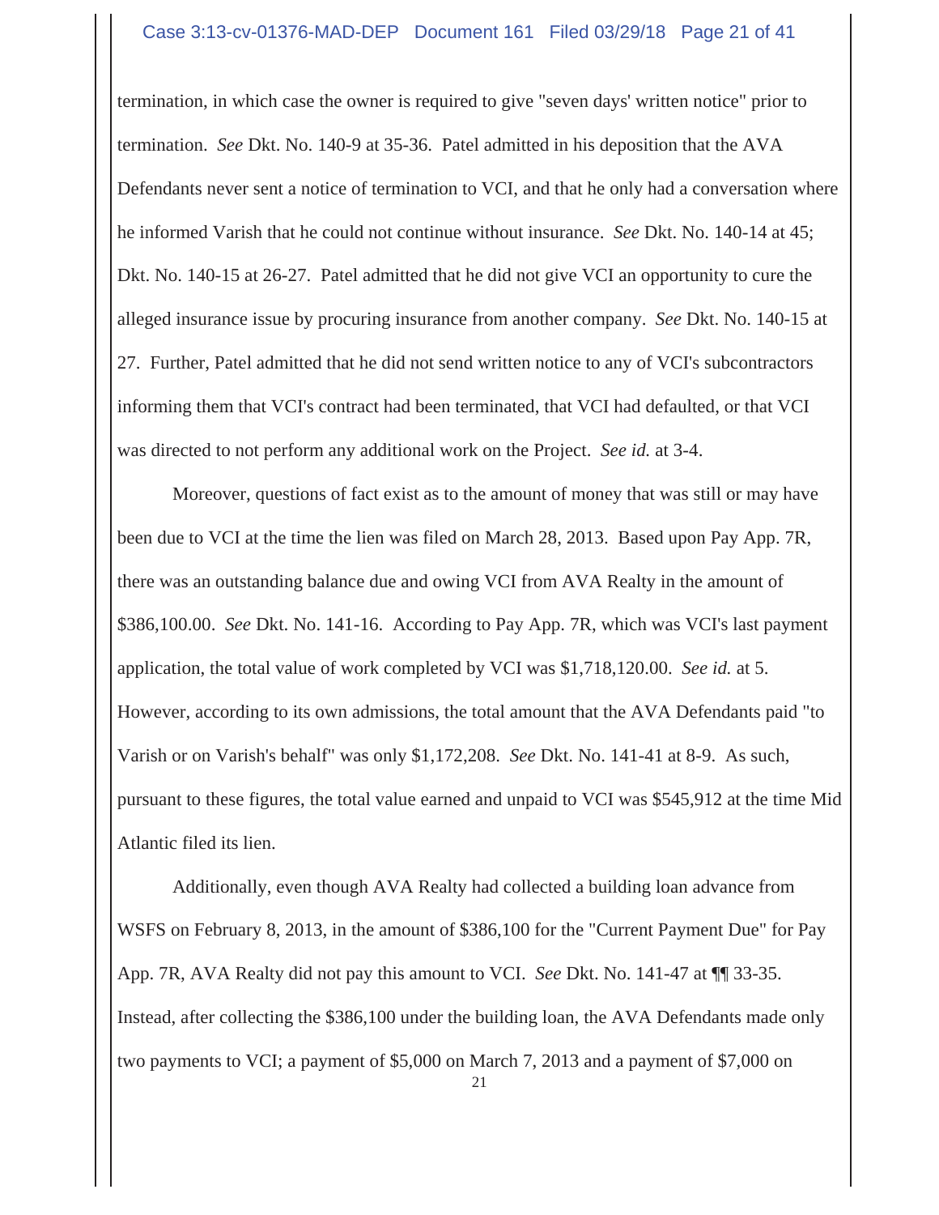termination, in which case the owner is required to give "seven days' written notice" prior to termination. *See* Dkt. No. 140-9 at 35-36. Patel admitted in his deposition that the AVA Defendants never sent a notice of termination to VCI, and that he only had a conversation where he informed Varish that he could not continue without insurance. *See* Dkt. No. 140-14 at 45; Dkt. No. 140-15 at 26-27. Patel admitted that he did not give VCI an opportunity to cure the alleged insurance issue by procuring insurance from another company. *See* Dkt. No. 140-15 at 27. Further, Patel admitted that he did not send written notice to any of VCI's subcontractors informing them that VCI's contract had been terminated, that VCI had defaulted, or that VCI was directed to not perform any additional work on the Project. *See id.* at 3-4.

Moreover, questions of fact exist as to the amount of money that was still or may have been due to VCI at the time the lien was filed on March 28, 2013. Based upon Pay App. 7R, there was an outstanding balance due and owing VCI from AVA Realty in the amount of $386,100.00. *See* Dkt. No. 141-16. According to Pay App. 7R, which was VCI's last payment application, the total value of work completed by VCI was $1,718,120.00. *See id.* at 5. However, according to its own admissions, the total amount that the AVA Defendants paid "to Varish or on Varish's behalf" was only $1,172,208. *See* Dkt. No. 141-41 at 8-9. As such, pursuant to these figures, the total value earned and unpaid to VCI was $545,912 at the time Mid Atlantic filed its lien.

Additionally, even though AVA Realty had collected a building loan advance from WSFS on February 8, 2013, in the amount of $386,100 for the "Current Payment Due" for Pay App. 7R, AVA Realty did not pay this amount to VCI. *See* Dkt. No. 141-47 at ¶¶ 33-35. Instead, after collecting the $386,100 under the building loan, the AVA Defendants made only two payments to VCI; a payment of $5,000 on March 7, 2013 and a payment of $7,000 on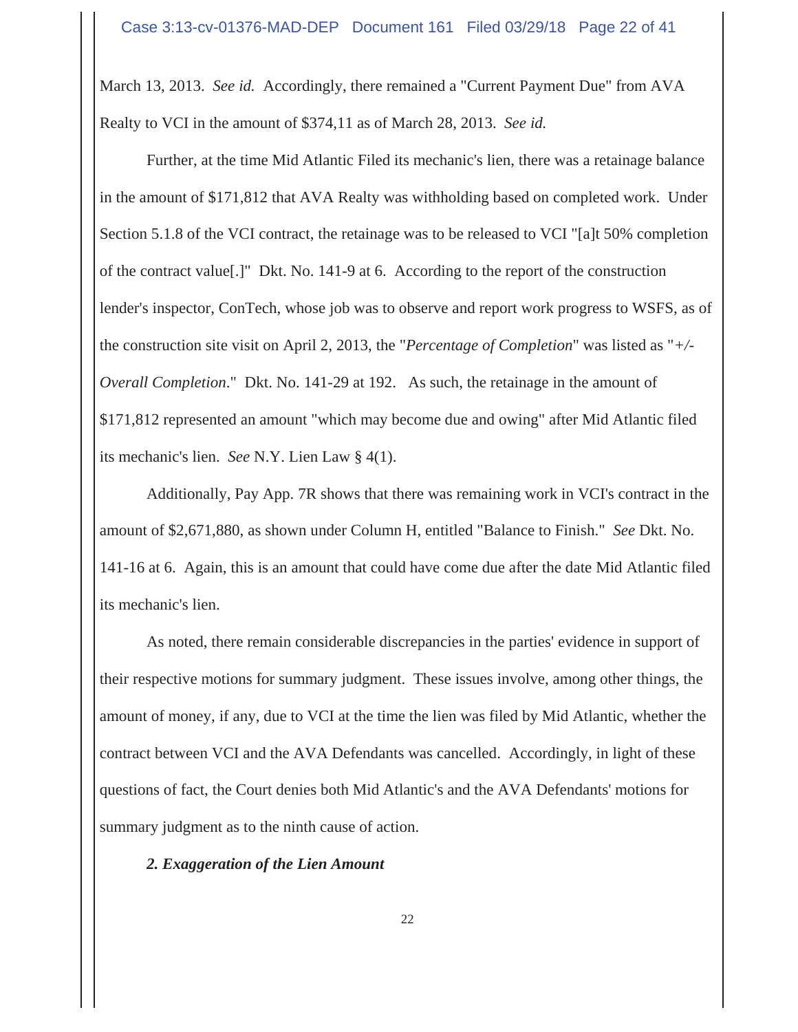March 13, 2013. *See id.* Accordingly, there remained a "Current Payment Due" from AVA Realty to VCI in the amount of $374,11 as of March 28, 2013. *See id.*

Further, at the time Mid Atlantic Filed its mechanic's lien, there was a retainage balance in the amount of $171,812 that AVA Realty was withholding based on completed work. Under Section 5.1.8 of the VCI contract, the retainage was to be released to VCI "[a]t 50% completion of the contract value[.]" Dkt. No. 141-9 at 6. According to the report of the construction lender's inspector, ConTech, whose job was to observe and report work progress to WSFS, as of the construction site visit on April 2, 2013, the "*Percentage of Completion*" was listed as "*+/- Overall Completion*." Dkt. No. 141-29 at 192. As such, the retainage in the amount of $171,812 represented an amount "which may become due and owing" after Mid Atlantic filed its mechanic's lien. *See* N.Y. Lien Law § 4(1).

Additionally, Pay App. 7R shows that there was remaining work in VCI's contract in the amount of $2,671,880, as shown under Column H, entitled "Balance to Finish." *See* Dkt. No. 141-16 at 6. Again, this is an amount that could have come due after the date Mid Atlantic filed its mechanic's lien.

As noted, there remain considerable discrepancies in the parties' evidence in support of their respective motions for summary judgment. These issues involve, among other things, the amount of money, if any, due to VCI at the time the lien was filed by Mid Atlantic, whether the contract between VCI and the AVA Defendants was cancelled. Accordingly, in light of these questions of fact, the Court denies both Mid Atlantic's and the AVA Defendants' motions for summary judgment as to the ninth cause of action.

***2. Exaggeration of the Lien Amount***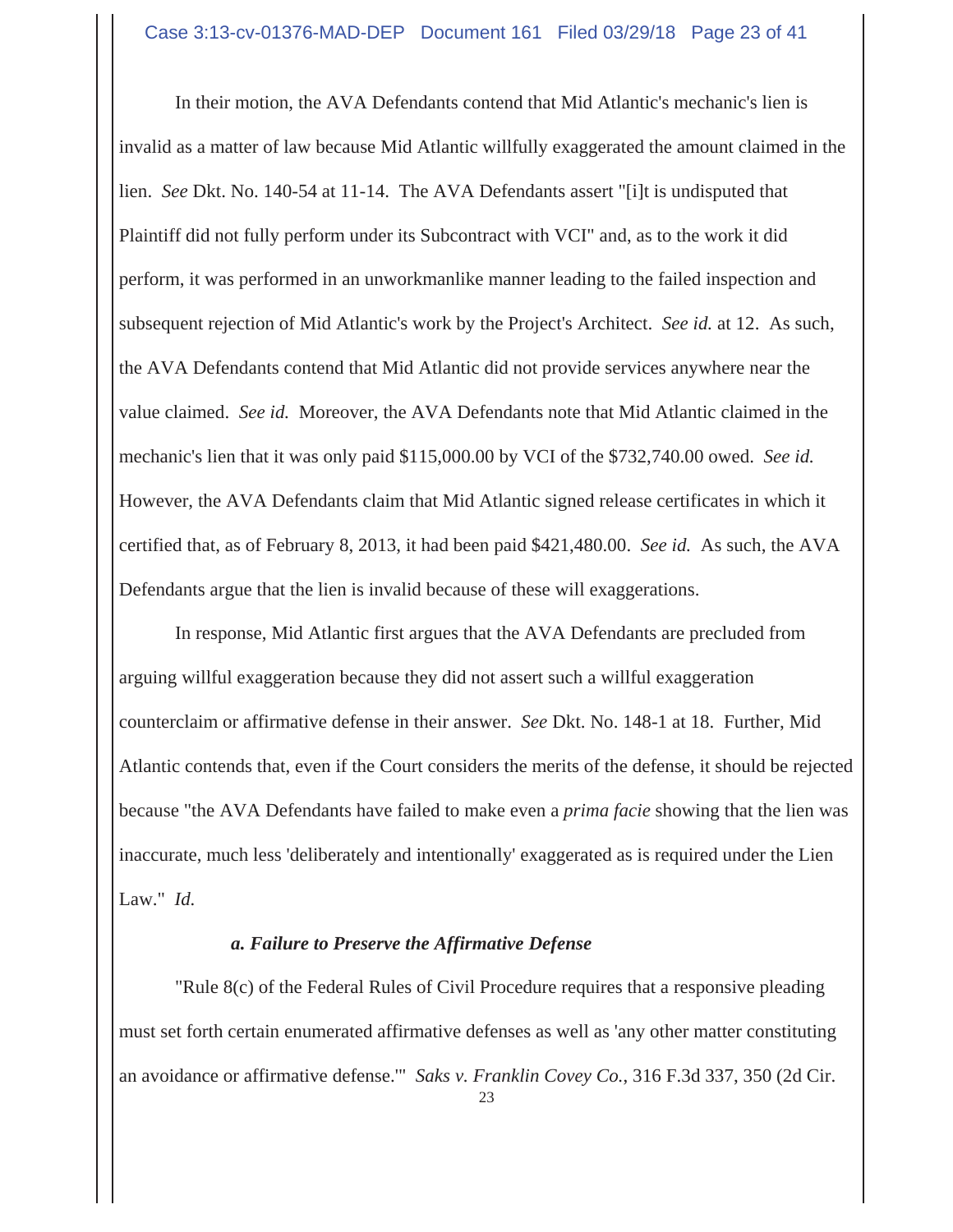In their motion, the AVA Defendants contend that Mid Atlantic's mechanic's lien is invalid as a matter of law because Mid Atlantic willfully exaggerated the amount claimed in the lien. *See* Dkt. No. 140-54 at 11-14. The AVA Defendants assert "[i]t is undisputed that Plaintiff did not fully perform under its Subcontract with VCI" and, as to the work it did perform, it was performed in an unworkmanlike manner leading to the failed inspection and subsequent rejection of Mid Atlantic's work by the Project's Architect. *See id.* at 12. As such, the AVA Defendants contend that Mid Atlantic did not provide services anywhere near the value claimed. *See id.* Moreover, the AVA Defendants note that Mid Atlantic claimed in the mechanic's lien that it was only paid $115,000.00 by VCI of the $732,740.00 owed. *See id.* However, the AVA Defendants claim that Mid Atlantic signed release certificates in which it certified that, as of February 8, 2013, it had been paid $421,480.00. *See id.* As such, the AVA Defendants argue that the lien is invalid because of these will exaggerations.

In response, Mid Atlantic first argues that the AVA Defendants are precluded from arguing willful exaggeration because they did not assert such a willful exaggeration counterclaim or affirmative defense in their answer. *See* Dkt. No. 148-1 at 18. Further, Mid Atlantic contends that, even if the Court considers the merits of the defense, it should be rejected because "the AVA Defendants have failed to make even a *prima facie* showing that the lien was inaccurate, much less 'deliberately and intentionally' exaggerated as is required under the Lien Law." *Id.*

***a. Failure to Preserve the Affirmative Defense***

"Rule 8(c) of the Federal Rules of Civil Procedure requires that a responsive pleading must set forth certain enumerated affirmative defenses as well as 'any other matter constituting an avoidance or affirmative defense.'" *Saks v. Franklin Covey Co.*, 316 F.3d 337, 350 (2d Cir.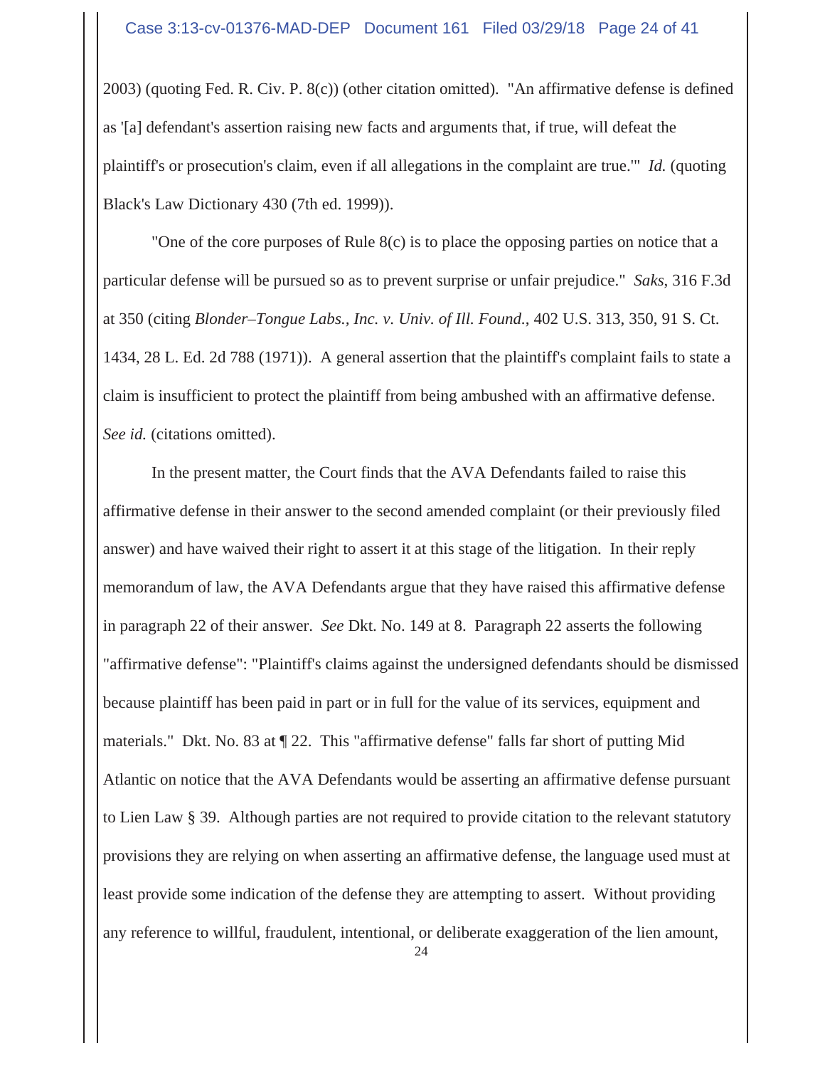2003) (quoting Fed. R. Civ. P. 8(c)) (other citation omitted). "An affirmative defense is defined as '[a] defendant's assertion raising new facts and arguments that, if true, will defeat the plaintiff's or prosecution's claim, even if all allegations in the complaint are true.'" *Id.* (quoting Black's Law Dictionary 430 (7th ed. 1999)).

"One of the core purposes of Rule 8(c) is to place the opposing parties on notice that a particular defense will be pursued so as to prevent surprise or unfair prejudice." *Saks*, 316 F.3d at 350 (citing *Blonder–Tongue Labs., Inc. v. Univ. of Ill. Found.*, 402 U.S. 313, 350, 91 S. Ct. 1434, 28 L. Ed. 2d 788 (1971)). A general assertion that the plaintiff's complaint fails to state a claim is insufficient to protect the plaintiff from being ambushed with an affirmative defense. *See id.* (citations omitted).

In the present matter, the Court finds that the AVA Defendants failed to raise this affirmative defense in their answer to the second amended complaint (or their previously filed answer) and have waived their right to assert it at this stage of the litigation. In their reply memorandum of law, the AVA Defendants argue that they have raised this affirmative defense in paragraph 22 of their answer. *See* Dkt. No. 149 at 8. Paragraph 22 asserts the following "affirmative defense": "Plaintiff's claims against the undersigned defendants should be dismissed because plaintiff has been paid in part or in full for the value of its services, equipment and materials." Dkt. No. 83 at ¶ 22. This "affirmative defense" falls far short of putting Mid Atlantic on notice that the AVA Defendants would be asserting an affirmative defense pursuant to Lien Law § 39. Although parties are not required to provide citation to the relevant statutory provisions they are relying on when asserting an affirmative defense, the language used must at least provide some indication of the defense they are attempting to assert. Without providing any reference to willful, fraudulent, intentional, or deliberate exaggeration of the lien amount,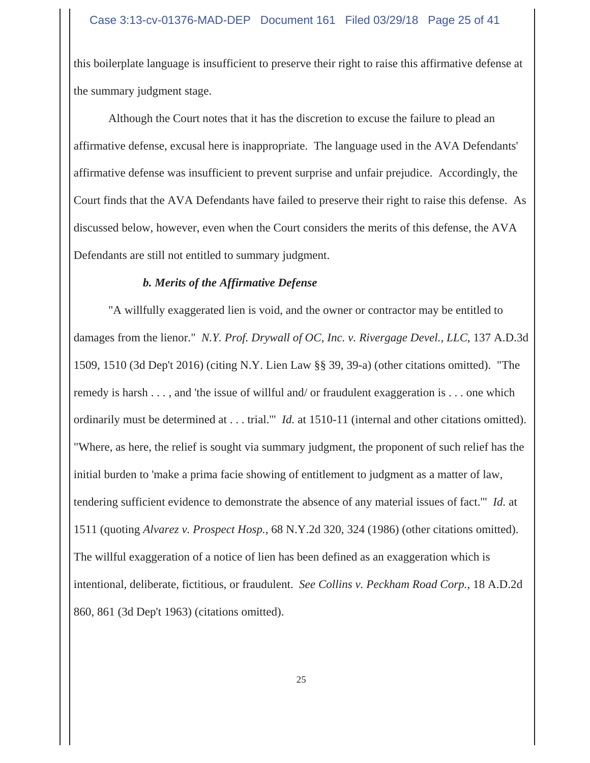this boilerplate language is insufficient to preserve their right to raise this affirmative defense at the summary judgment stage.

Although the Court notes that it has the discretion to excuse the failure to plead an affirmative defense, excusal here is inappropriate. The language used in the AVA Defendants' affirmative defense was insufficient to prevent surprise and unfair prejudice. Accordingly, the Court finds that the AVA Defendants have failed to preserve their right to raise this defense. As discussed below, however, even when the Court considers the merits of this defense, the AVA Defendants are still not entitled to summary judgment.

***b. Merits of the Affirmative Defense***

"A willfully exaggerated lien is void, and the owner or contractor may be entitled to damages from the lienor." *N.Y. Prof. Drywall of OC, Inc. v. Rivergage Devel., LLC*, 137 A.D.3d 1509, 1510 (3d Dep't 2016) (citing N.Y. Lien Law §§ 39, 39-a) (other citations omitted). "The remedy is harsh . . . , and 'the issue of willful and/ or fraudulent exaggeration is . . . one which ordinarily must be determined at . . . trial.'" *Id.* at 1510-11 (internal and other citations omitted). "Where, as here, the relief is sought via summary judgment, the proponent of such relief has the initial burden to 'make a prima facie showing of entitlement to judgment as a matter of law, tendering sufficient evidence to demonstrate the absence of any material issues of fact.'" *Id.* at 1511 (quoting *Alvarez v. Prospect Hosp.*, 68 N.Y.2d 320, 324 (1986) (other citations omitted). The willful exaggeration of a notice of lien has been defined as an exaggeration which is intentional, deliberate, fictitious, or fraudulent. *See Collins v. Peckham Road Corp.*, 18 A.D.2d 860, 861 (3d Dep't 1963) (citations omitted).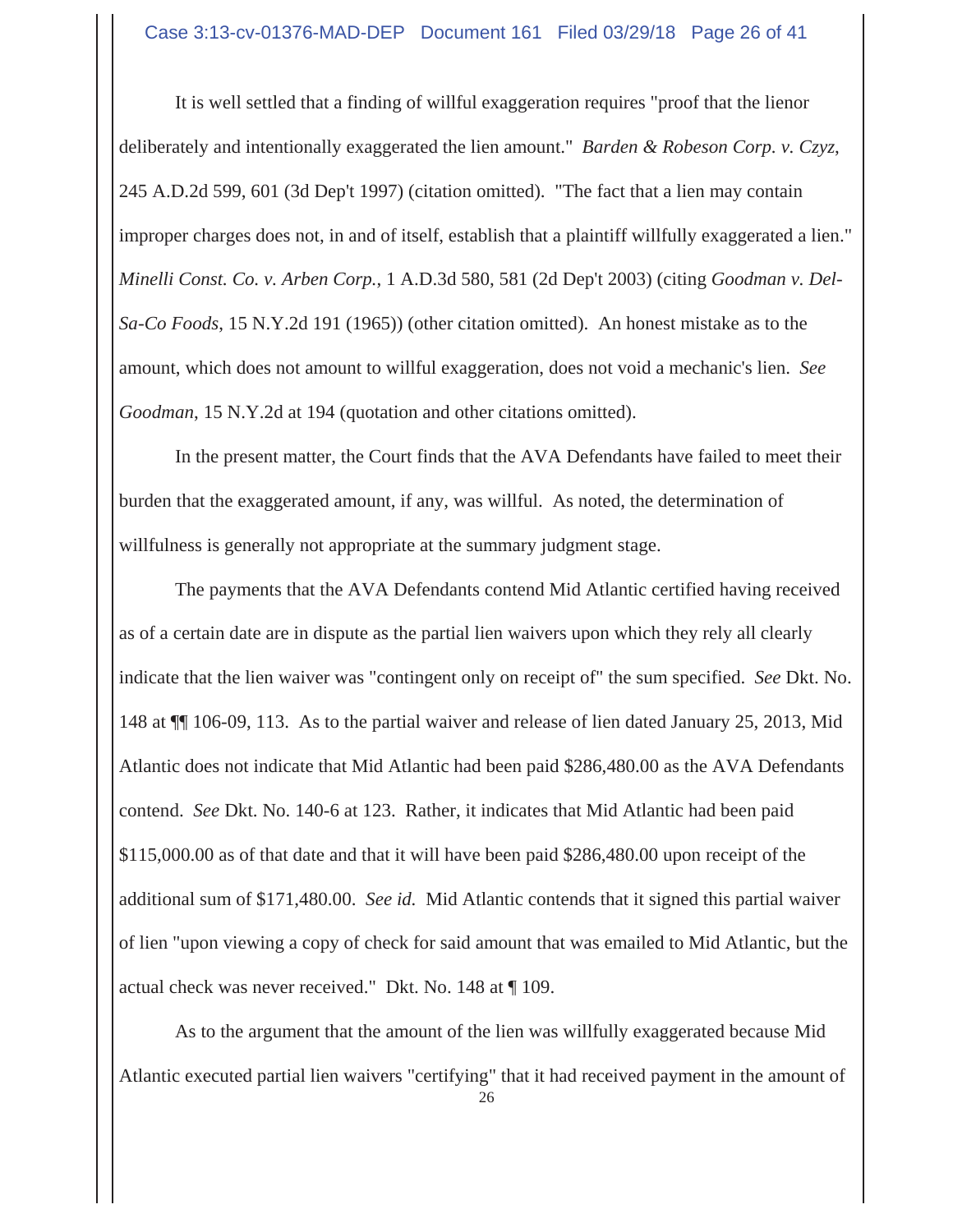It is well settled that a finding of willful exaggeration requires "proof that the lienor deliberately and intentionally exaggerated the lien amount." *Barden & Robeson Corp. v. Czyz*, 245 A.D.2d 599, 601 (3d Dep't 1997) (citation omitted). "The fact that a lien may contain improper charges does not, in and of itself, establish that a plaintiff willfully exaggerated a lien." *Minelli Const. Co. v. Arben Corp.*, 1 A.D.3d 580, 581 (2d Dep't 2003) (citing *Goodman v. Del-Sa-Co Foods*, 15 N.Y.2d 191 (1965)) (other citation omitted). An honest mistake as to the amount, which does not amount to willful exaggeration, does not void a mechanic's lien. *See Goodman*, 15 N.Y.2d at 194 (quotation and other citations omitted).

In the present matter, the Court finds that the AVA Defendants have failed to meet their burden that the exaggerated amount, if any, was willful. As noted, the determination of willfulness is generally not appropriate at the summary judgment stage.

The payments that the AVA Defendants contend Mid Atlantic certified having received as of a certain date are in dispute as the partial lien waivers upon which they rely all clearly indicate that the lien waiver was "contingent only on receipt of" the sum specified. *See* Dkt. No. 148 at ¶¶ 106-09, 113. As to the partial waiver and release of lien dated January 25, 2013, Mid Atlantic does not indicate that Mid Atlantic had been paid $286,480.00 as the AVA Defendants contend. *See* Dkt. No. 140-6 at 123. Rather, it indicates that Mid Atlantic had been paid $115,000.00 as of that date and that it will have been paid $286,480.00 upon receipt of the additional sum of $171,480.00. *See id.* Mid Atlantic contends that it signed this partial waiver of lien "upon viewing a copy of check for said amount that was emailed to Mid Atlantic, but the actual check was never received." Dkt. No. 148 at ¶ 109.

As to the argument that the amount of the lien was willfully exaggerated because Mid Atlantic executed partial lien waivers "certifying" that it had received payment in the amount of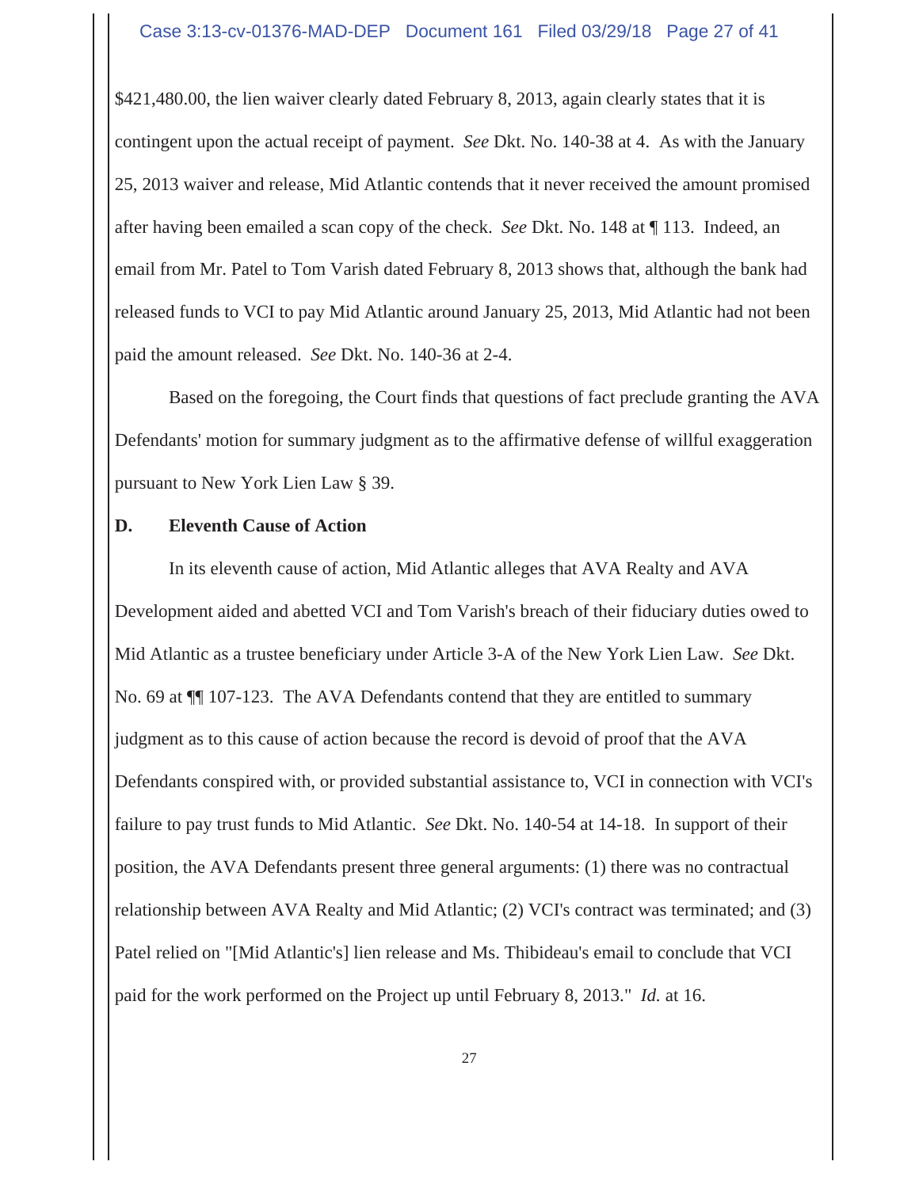$421,480.00, the lien waiver clearly dated February 8, 2013, again clearly states that it is contingent upon the actual receipt of payment. *See* Dkt. No. 140-38 at 4. As with the January 25, 2013 waiver and release, Mid Atlantic contends that it never received the amount promised after having been emailed a scan copy of the check. *See* Dkt. No. 148 at ¶ 113. Indeed, an email from Mr. Patel to Tom Varish dated February 8, 2013 shows that, although the bank had released funds to VCI to pay Mid Atlantic around January 25, 2013, Mid Atlantic had not been paid the amount released. *See* Dkt. No. 140-36 at 2-4.

Based on the foregoing, the Court finds that questions of fact preclude granting the AVA Defendants' motion for summary judgment as to the affirmative defense of willful exaggeration pursuant to New York Lien Law § 39.

**D. Eleventh Cause of Action**

In its eleventh cause of action, Mid Atlantic alleges that AVA Realty and AVA Development aided and abetted VCI and Tom Varish's breach of their fiduciary duties owed to Mid Atlantic as a trustee beneficiary under Article 3-A of the New York Lien Law. *See* Dkt. No. 69 at ¶¶ 107-123. The AVA Defendants contend that they are entitled to summary judgment as to this cause of action because the record is devoid of proof that the AVA Defendants conspired with, or provided substantial assistance to, VCI in connection with VCI's failure to pay trust funds to Mid Atlantic. *See* Dkt. No. 140-54 at 14-18. In support of their position, the AVA Defendants present three general arguments: (1) there was no contractual relationship between AVA Realty and Mid Atlantic; (2) VCI's contract was terminated; and (3) Patel relied on "[Mid Atlantic's] lien release and Ms. Thibideau's email to conclude that VCI paid for the work performed on the Project up until February 8, 2013." *Id.* at 16.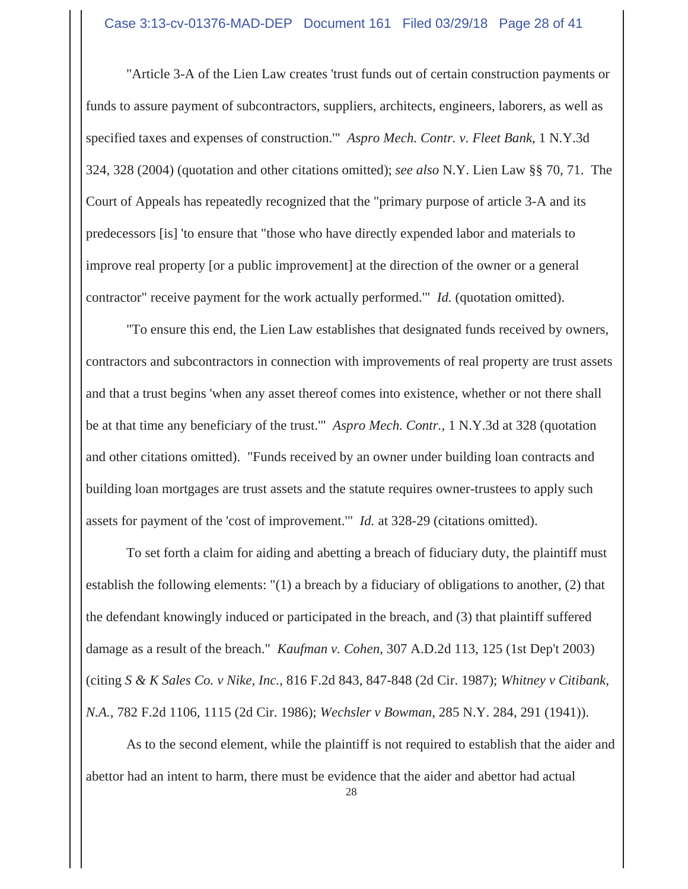"Article 3-A of the Lien Law creates 'trust funds out of certain construction payments or funds to assure payment of subcontractors, suppliers, architects, engineers, laborers, as well as specified taxes and expenses of construction.'" *Aspro Mech. Contr. v. Fleet Bank*, 1 N.Y.3d 324, 328 (2004) (quotation and other citations omitted); *see also* N.Y. Lien Law §§ 70, 71. The Court of Appeals has repeatedly recognized that the "primary purpose of article 3-A and its predecessors [is] 'to ensure that "those who have directly expended labor and materials to improve real property [or a public improvement] at the direction of the owner or a general contractor" receive payment for the work actually performed.'" *Id.* (quotation omitted).

"To ensure this end, the Lien Law establishes that designated funds received by owners, contractors and subcontractors in connection with improvements of real property are trust assets and that a trust begins 'when any asset thereof comes into existence, whether or not there shall be at that time any beneficiary of the trust.'" *Aspro Mech. Contr.*, 1 N.Y.3d at 328 (quotation and other citations omitted). "Funds received by an owner under building loan contracts and building loan mortgages are trust assets and the statute requires owner-trustees to apply such assets for payment of the 'cost of improvement.'" *Id.* at 328-29 (citations omitted).

To set forth a claim for aiding and abetting a breach of fiduciary duty, the plaintiff must establish the following elements: "(1) a breach by a fiduciary of obligations to another, (2) that the defendant knowingly induced or participated in the breach, and (3) that plaintiff suffered damage as a result of the breach." *Kaufman v. Cohen*, 307 A.D.2d 113, 125 (1st Dep't 2003) (citing *S & K Sales Co. v Nike, Inc.*, 816 F.2d 843, 847-848 (2d Cir. 1987); *Whitney v Citibank, N.A.*, 782 F.2d 1106, 1115 (2d Cir. 1986); *Wechsler v Bowman*, 285 N.Y. 284, 291 (1941)).

As to the second element, while the plaintiff is not required to establish that the aider and abettor had an intent to harm, there must be evidence that the aider and abettor had actual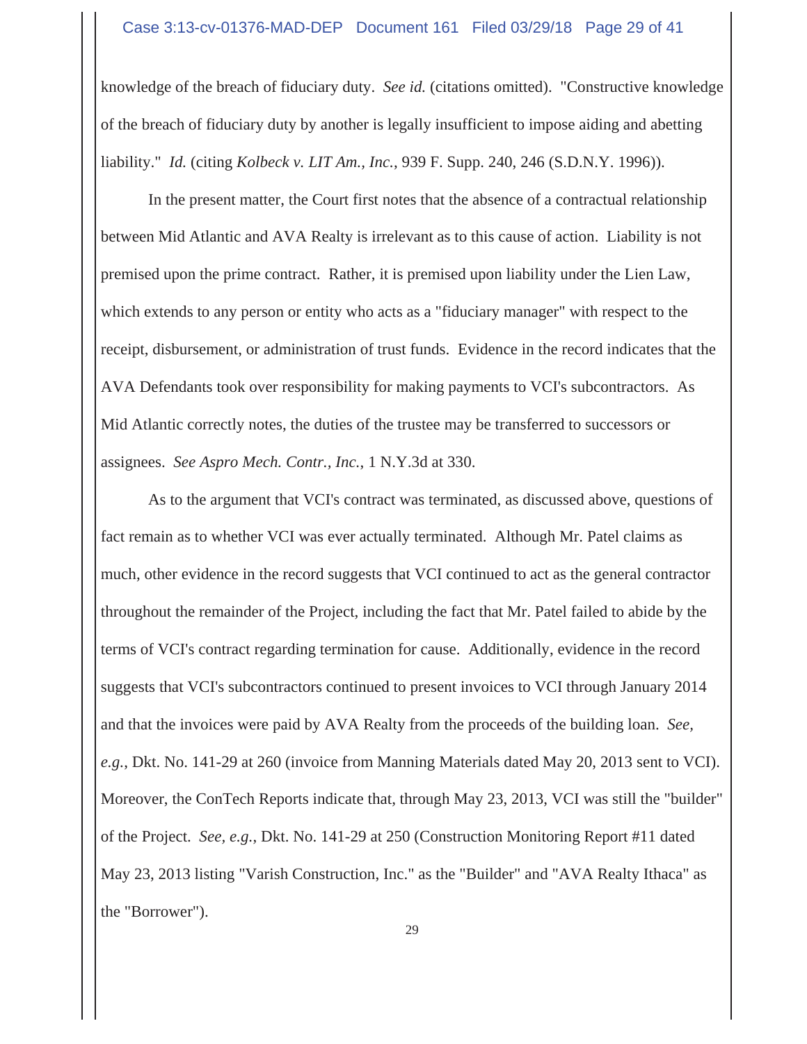knowledge of the breach of fiduciary duty. *See id.* (citations omitted). "Constructive knowledge of the breach of fiduciary duty by another is legally insufficient to impose aiding and abetting liability." *Id.* (citing *Kolbeck v. LIT Am., Inc.*, 939 F. Supp. 240, 246 (S.D.N.Y. 1996)).

In the present matter, the Court first notes that the absence of a contractual relationship between Mid Atlantic and AVA Realty is irrelevant as to this cause of action. Liability is not premised upon the prime contract. Rather, it is premised upon liability under the Lien Law, which extends to any person or entity who acts as a "fiduciary manager" with respect to the receipt, disbursement, or administration of trust funds. Evidence in the record indicates that the AVA Defendants took over responsibility for making payments to VCI's subcontractors. As Mid Atlantic correctly notes, the duties of the trustee may be transferred to successors or assignees. *See Aspro Mech. Contr., Inc.*, 1 N.Y.3d at 330.

As to the argument that VCI's contract was terminated, as discussed above, questions of fact remain as to whether VCI was ever actually terminated. Although Mr. Patel claims as much, other evidence in the record suggests that VCI continued to act as the general contractor throughout the remainder of the Project, including the fact that Mr. Patel failed to abide by the terms of VCI's contract regarding termination for cause. Additionally, evidence in the record suggests that VCI's subcontractors continued to present invoices to VCI through January 2014 and that the invoices were paid by AVA Realty from the proceeds of the building loan. *See, e.g.*, Dkt. No. 141-29 at 260 (invoice from Manning Materials dated May 20, 2013 sent to VCI). Moreover, the ConTech Reports indicate that, through May 23, 2013, VCI was still the "builder" of the Project. *See, e.g.*, Dkt. No. 141-29 at 250 (Construction Monitoring Report #11 dated May 23, 2013 listing "Varish Construction, Inc." as the "Builder" and "AVA Realty Ithaca" as the "Borrower").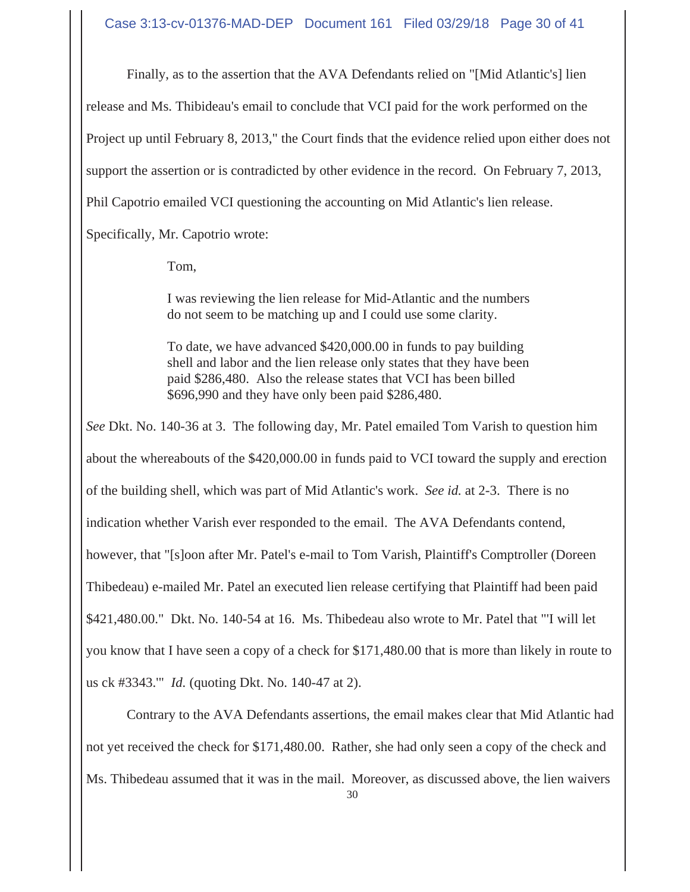Finally, as to the assertion that the AVA Defendants relied on "[Mid Atlantic's] lien release and Ms. Thibideau's email to conclude that VCI paid for the work performed on the Project up until February 8, 2013," the Court finds that the evidence relied upon either does not support the assertion or is contradicted by other evidence in the record. On February 7, 2013, Phil Capotrio emailed VCI questioning the accounting on Mid Atlantic's lien release. Specifically, Mr. Capotrio wrote:

> Tom,
>
> I was reviewing the lien release for Mid-Atlantic and the numbers do not seem to be matching up and I could use some clarity.
>
> To date, we have advanced $420,000.00 in funds to pay building shell and labor and the lien release only states that they have been paid $286,480. Also the release states that VCI has been billed $696,990 and they have only been paid $286,480.

*See* Dkt. No. 140-36 at 3. The following day, Mr. Patel emailed Tom Varish to question him about the whereabouts of the $420,000.00 in funds paid to VCI toward the supply and erection of the building shell, which was part of Mid Atlantic's work. *See id.* at 2-3. There is no indication whether Varish ever responded to the email. The AVA Defendants contend, however, that "[s]oon after Mr. Patel's e-mail to Tom Varish, Plaintiff's Comptroller (Doreen Thibedeau) e-mailed Mr. Patel an executed lien release certifying that Plaintiff had been paid $421,480.00." Dkt. No. 140-54 at 16. Ms. Thibedeau also wrote to Mr. Patel that "'I will let you know that I have seen a copy of a check for $171,480.00 that is more than likely in route to us ck #3343.'" *Id.* (quoting Dkt. No. 140-47 at 2).

Contrary to the AVA Defendants assertions, the email makes clear that Mid Atlantic had not yet received the check for $171,480.00. Rather, she had only seen a copy of the check and Ms. Thibedeau assumed that it was in the mail. Moreover, as discussed above, the lien waivers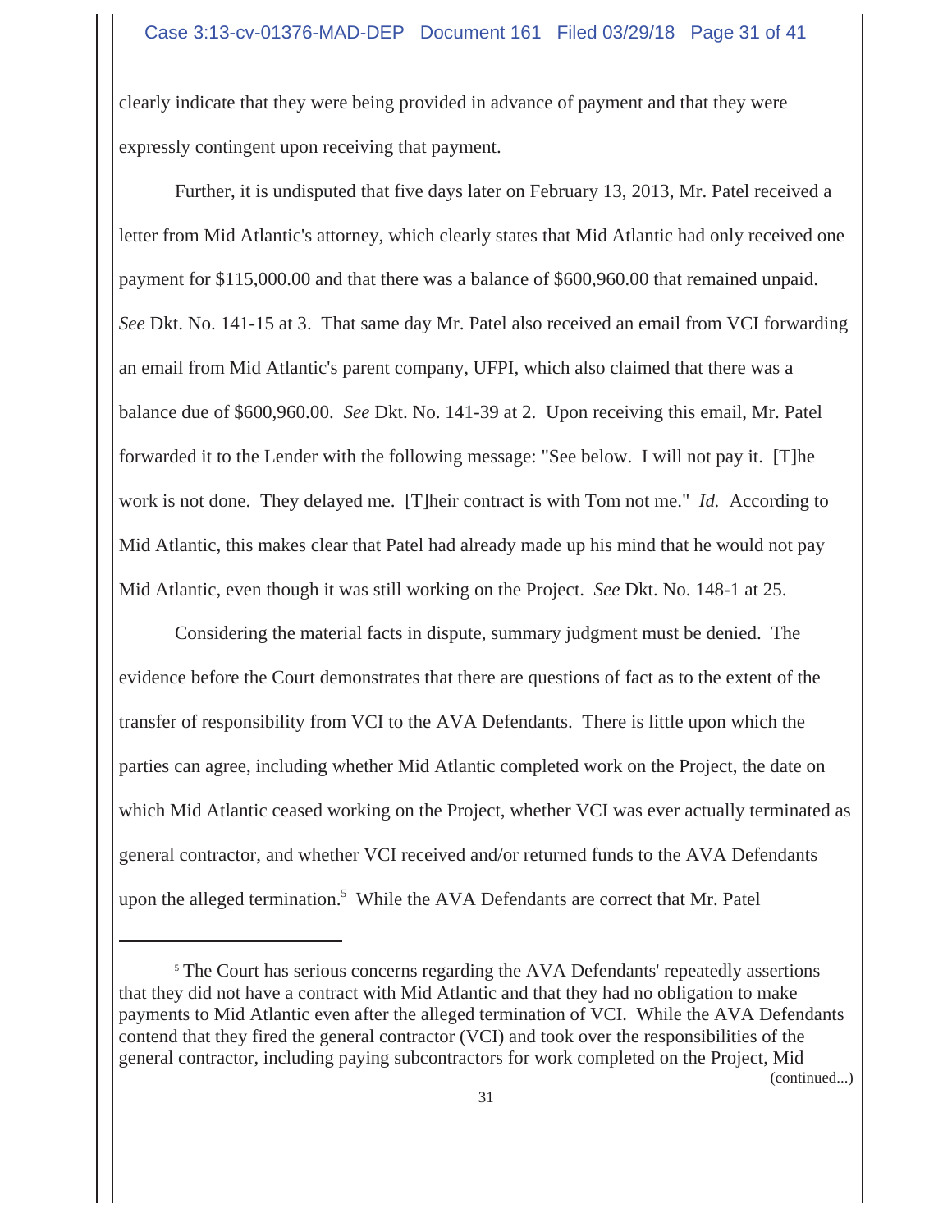clearly indicate that they were being provided in advance of payment and that they were expressly contingent upon receiving that payment.

Further, it is undisputed that five days later on February 13, 2013, Mr. Patel received a letter from Mid Atlantic's attorney, which clearly states that Mid Atlantic had only received one payment for $115,000.00 and that there was a balance of $600,960.00 that remained unpaid. *See* Dkt. No. 141-15 at 3. That same day Mr. Patel also received an email from VCI forwarding an email from Mid Atlantic's parent company, UFPI, which also claimed that there was a balance due of $600,960.00. *See* Dkt. No. 141-39 at 2. Upon receiving this email, Mr. Patel forwarded it to the Lender with the following message: "See below. I will not pay it. [T]he work is not done. They delayed me. [T]heir contract is with Tom not me." *Id.* According to Mid Atlantic, this makes clear that Patel had already made up his mind that he would not pay Mid Atlantic, even though it was still working on the Project. *See* Dkt. No. 148-1 at 25.

Considering the material facts in dispute, summary judgment must be denied. The evidence before the Court demonstrates that there are questions of fact as to the extent of the transfer of responsibility from VCI to the AVA Defendants. There is little upon which the parties can agree, including whether Mid Atlantic completed work on the Project, the date on which Mid Atlantic ceased working on the Project, whether VCI was ever actually terminated as general contractor, and whether VCI received and/or returned funds to the AVA Defendants upon the alleged termination.[5] While the AVA Defendants are correct that Mr. Patel

---

[5] The Court has serious concerns regarding the AVA Defendants' repeatedly assertions that they did not have a contract with Mid Atlantic and that they had no obligation to make payments to Mid Atlantic even after the alleged termination of VCI. While the AVA Defendants contend that they fired the general contractor (VCI) and took over the responsibilities of the general contractor, including paying subcontractors for work completed on the Project, Mid

(continued...)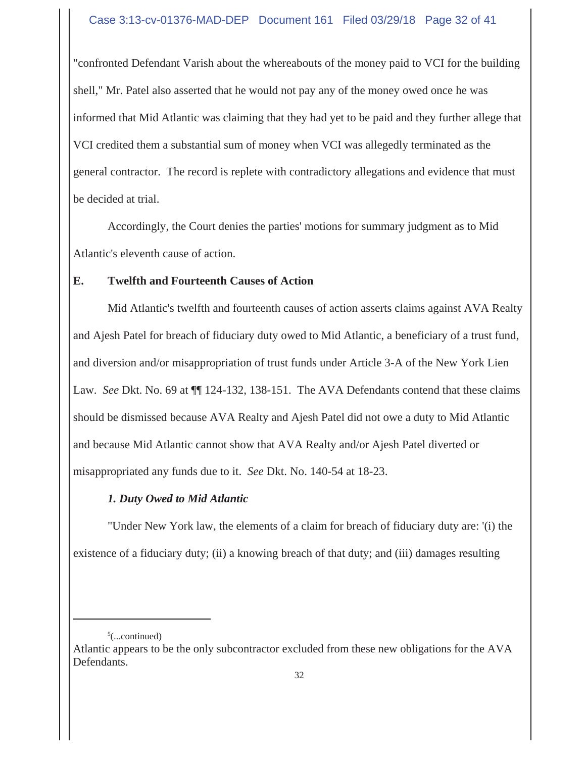"confronted Defendant Varish about the whereabouts of the money paid to VCI for the building shell," Mr. Patel also asserted that he would not pay any of the money owed once he was informed that Mid Atlantic was claiming that they had yet to be paid and they further allege that VCI credited them a substantial sum of money when VCI was allegedly terminated as the general contractor. The record is replete with contradictory allegations and evidence that must be decided at trial.

Accordingly, the Court denies the parties' motions for summary judgment as to Mid Atlantic's eleventh cause of action.

### E. Twelfth and Fourteenth Causes of Action

Mid Atlantic's twelfth and fourteenth causes of action asserts claims against AVA Realty and Ajesh Patel for breach of fiduciary duty owed to Mid Atlantic, a beneficiary of a trust fund, and diversion and/or misappropriation of trust funds under Article 3-A of the New York Lien Law. *See* Dkt. No. 69 at ¶¶ 124-132, 138-151. The AVA Defendants contend that these claims should be dismissed because AVA Realty and Ajesh Patel did not owe a duty to Mid Atlantic and because Mid Atlantic cannot show that AVA Realty and/or Ajesh Patel diverted or misappropriated any funds due to it. *See* Dkt. No. 140-54 at 18-23.

#### *1. Duty Owed to Mid Atlantic*

"Under New York law, the elements of a claim for breach of fiduciary duty are: '(i) the existence of a fiduciary duty; (ii) a knowing breach of that duty; and (iii) damages resulting

---

[5](...continued)
Atlantic appears to be the only subcontractor excluded from these new obligations for the AVA Defendants.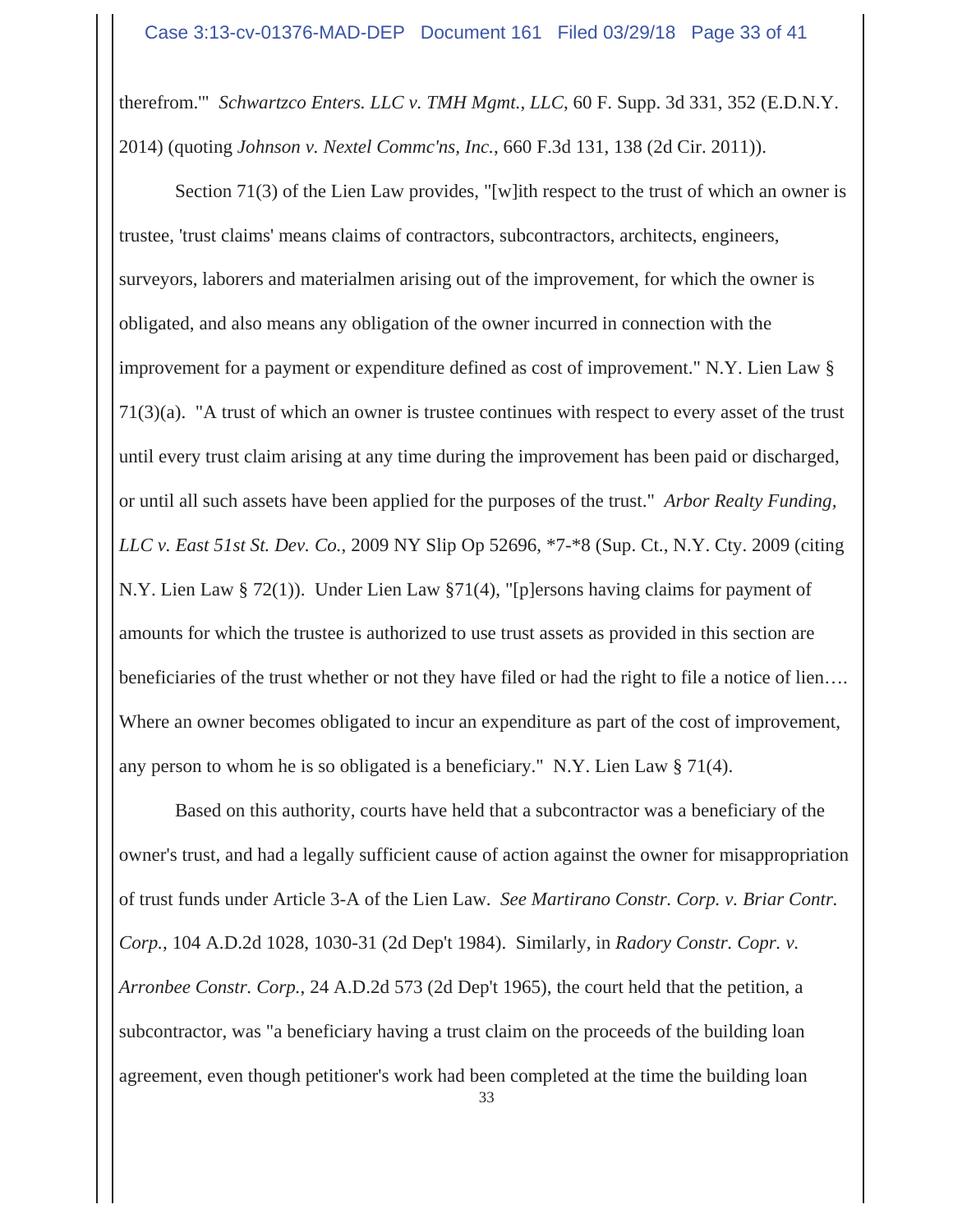therefrom.'" *Schwartzco Enters. LLC v. TMH Mgmt., LLC*, 60 F. Supp. 3d 331, 352 (E.D.N.Y. 2014) (quoting *Johnson v. Nextel Commc'ns, Inc.*, 660 F.3d 131, 138 (2d Cir. 2011)).

Section 71(3) of the Lien Law provides, "[w]ith respect to the trust of which an owner is trustee, 'trust claims' means claims of contractors, subcontractors, architects, engineers, surveyors, laborers and materialmen arising out of the improvement, for which the owner is obligated, and also means any obligation of the owner incurred in connection with the improvement for a payment or expenditure defined as cost of improvement." N.Y. Lien Law § 71(3)(a). "A trust of which an owner is trustee continues with respect to every asset of the trust until every trust claim arising at any time during the improvement has been paid or discharged, or until all such assets have been applied for the purposes of the trust." *Arbor Realty Funding, LLC v. East 51st St. Dev. Co.*, 2009 NY Slip Op 52696, *7-*8 (Sup. Ct., N.Y. Cty. 2009 (citing N.Y. Lien Law § 72(1)). Under Lien Law §71(4), "[p]ersons having claims for payment of amounts for which the trustee is authorized to use trust assets as provided in this section are beneficiaries of the trust whether or not they have filed or had the right to file a notice of lien…. Where an owner becomes obligated to incur an expenditure as part of the cost of improvement, any person to whom he is so obligated is a beneficiary." N.Y. Lien Law § 71(4).

Based on this authority, courts have held that a subcontractor was a beneficiary of the owner's trust, and had a legally sufficient cause of action against the owner for misappropriation of trust funds under Article 3-A of the Lien Law. *See Martirano Constr. Corp. v. Briar Contr. Corp.*, 104 A.D.2d 1028, 1030-31 (2d Dep't 1984). Similarly, in *Radory Constr. Copr. v. Arronbee Constr. Corp.*, 24 A.D.2d 573 (2d Dep't 1965), the court held that the petition, a subcontractor, was "a beneficiary having a trust claim on the proceeds of the building loan agreement, even though petitioner's work had been completed at the time the building loan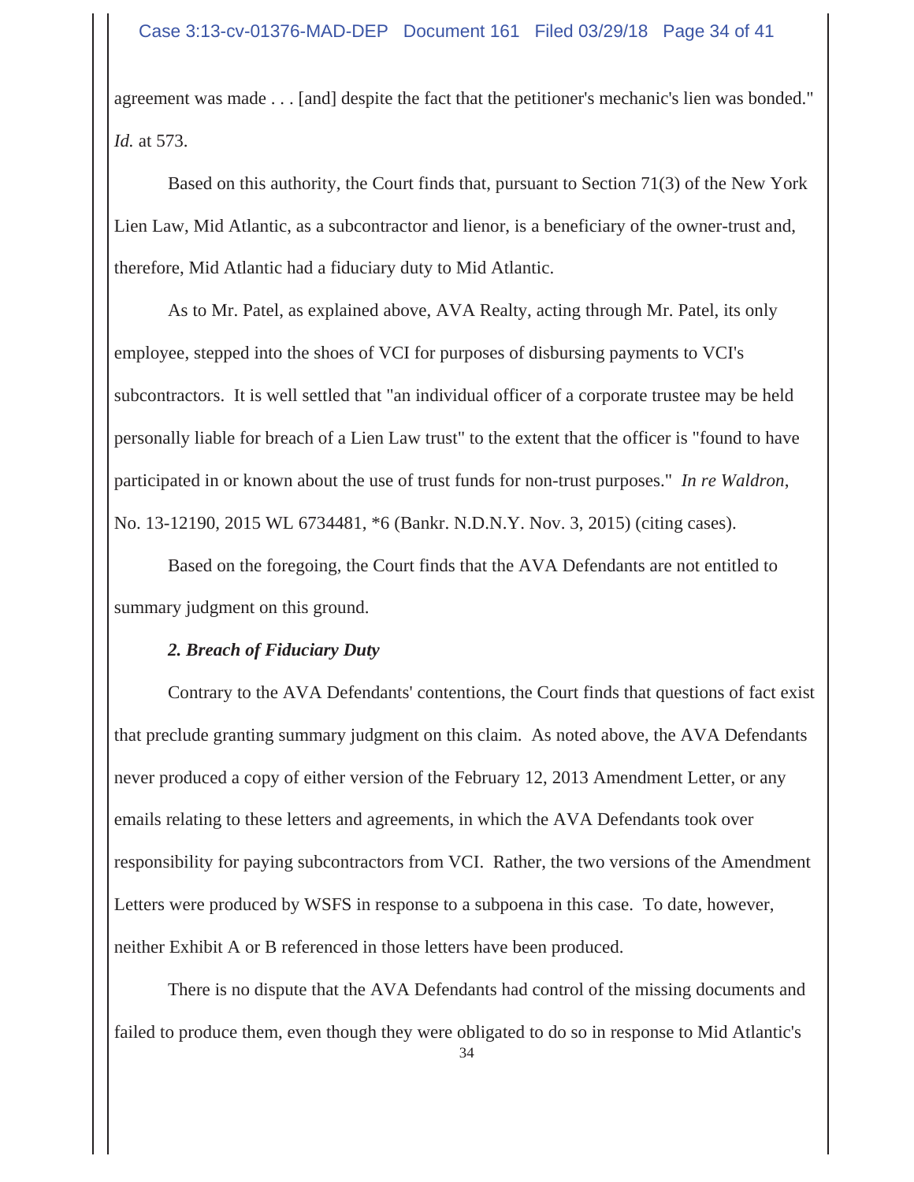agreement was made . . . [and] despite the fact that the petitioner's mechanic's lien was bonded." *Id.* at 573.

Based on this authority, the Court finds that, pursuant to Section 71(3) of the New York Lien Law, Mid Atlantic, as a subcontractor and lienor, is a beneficiary of the owner-trust and, therefore, Mid Atlantic had a fiduciary duty to Mid Atlantic.

As to Mr. Patel, as explained above, AVA Realty, acting through Mr. Patel, its only employee, stepped into the shoes of VCI for purposes of disbursing payments to VCI's subcontractors. It is well settled that "an individual officer of a corporate trustee may be held personally liable for breach of a Lien Law trust" to the extent that the officer is "found to have participated in or known about the use of trust funds for non-trust purposes." *In re Waldron*, No. 13-12190, 2015 WL 6734481, *6 (Bankr. N.D.N.Y. Nov. 3, 2015) (citing cases).

Based on the foregoing, the Court finds that the AVA Defendants are not entitled to summary judgment on this ground.

***2. Breach of Fiduciary Duty***

Contrary to the AVA Defendants' contentions, the Court finds that questions of fact exist that preclude granting summary judgment on this claim. As noted above, the AVA Defendants never produced a copy of either version of the February 12, 2013 Amendment Letter, or any emails relating to these letters and agreements, in which the AVA Defendants took over responsibility for paying subcontractors from VCI. Rather, the two versions of the Amendment Letters were produced by WSFS in response to a subpoena in this case. To date, however, neither Exhibit A or B referenced in those letters have been produced.

There is no dispute that the AVA Defendants had control of the missing documents and failed to produce them, even though they were obligated to do so in response to Mid Atlantic's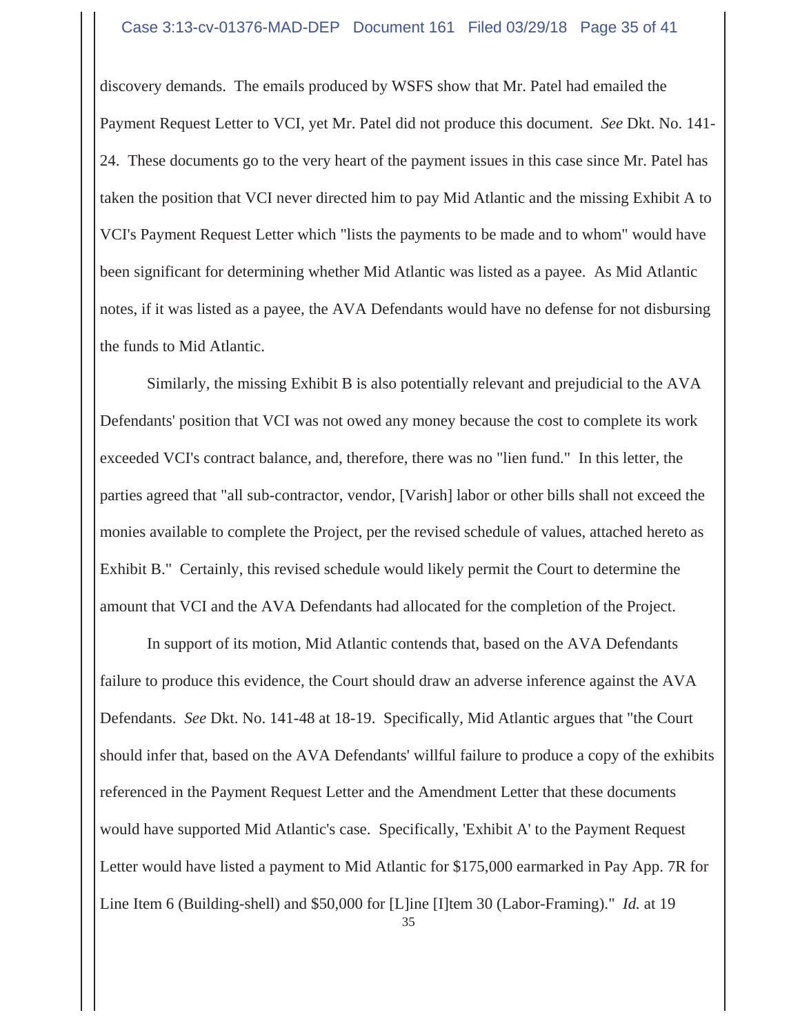discovery demands. The emails produced by WSFS show that Mr. Patel had emailed the Payment Request Letter to VCI, yet Mr. Patel did not produce this document. *See* Dkt. No. 141-24. These documents go to the very heart of the payment issues in this case since Mr. Patel has taken the position that VCI never directed him to pay Mid Atlantic and the missing Exhibit A to VCI's Payment Request Letter which "lists the payments to be made and to whom" would have been significant for determining whether Mid Atlantic was listed as a payee. As Mid Atlantic notes, if it was listed as a payee, the AVA Defendants would have no defense for not disbursing the funds to Mid Atlantic.

Similarly, the missing Exhibit B is also potentially relevant and prejudicial to the AVA Defendants' position that VCI was not owed any money because the cost to complete its work exceeded VCI's contract balance, and, therefore, there was no "lien fund." In this letter, the parties agreed that "all sub-contractor, vendor, [Varish] labor or other bills shall not exceed the monies available to complete the Project, per the revised schedule of values, attached hereto as Exhibit B." Certainly, this revised schedule would likely permit the Court to determine the amount that VCI and the AVA Defendants had allocated for the completion of the Project.

In support of its motion, Mid Atlantic contends that, based on the AVA Defendants failure to produce this evidence, the Court should draw an adverse inference against the AVA Defendants. *See* Dkt. No. 141-48 at 18-19. Specifically, Mid Atlantic argues that "the Court should infer that, based on the AVA Defendants' willful failure to produce a copy of the exhibits referenced in the Payment Request Letter and the Amendment Letter that these documents would have supported Mid Atlantic's case. Specifically, 'Exhibit A' to the Payment Request Letter would have listed a payment to Mid Atlantic for $175,000 earmarked in Pay App. 7R for Line Item 6 (Building-shell) and $50,000 for [L]ine [I]tem 30 (Labor-Framing)." *Id.* at 19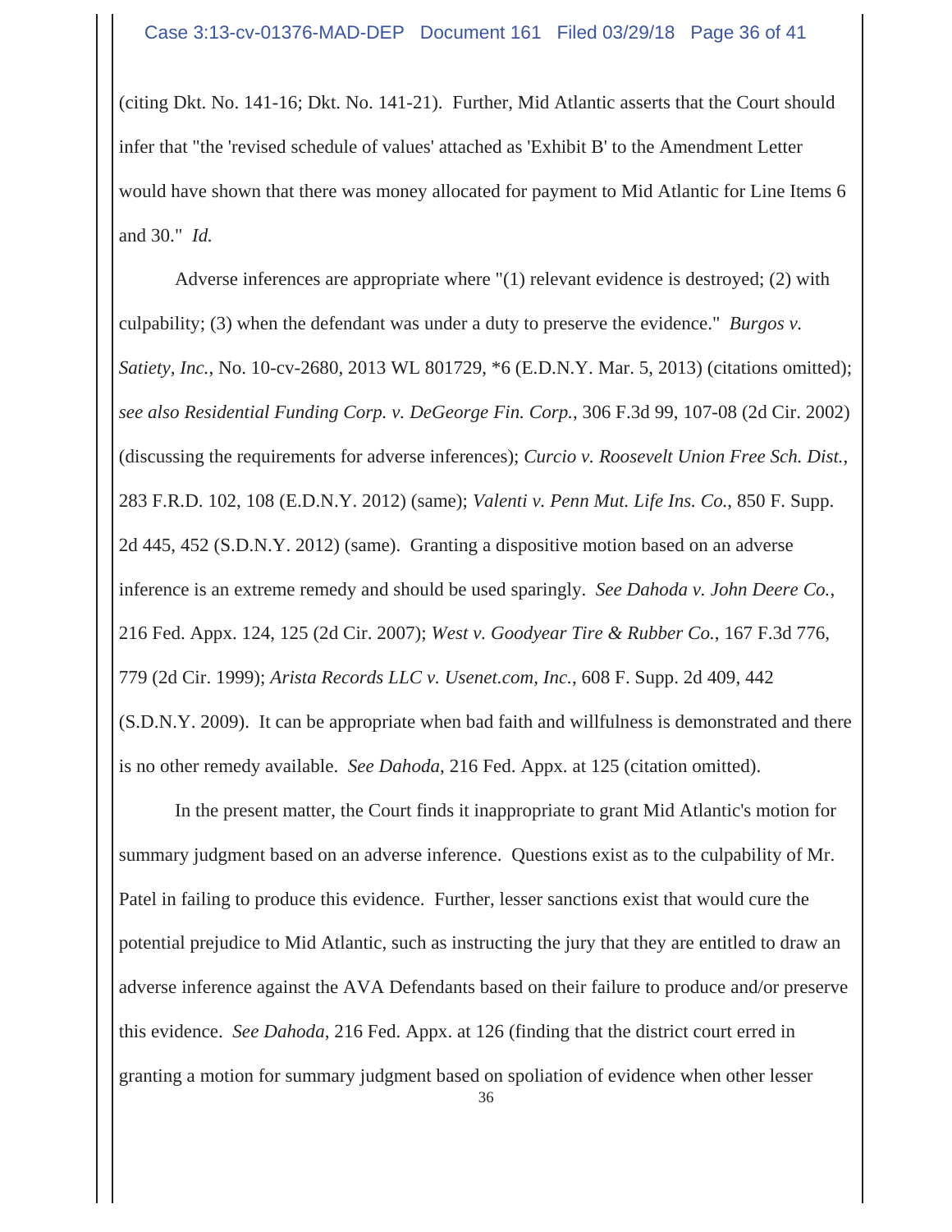(citing Dkt. No. 141-16; Dkt. No. 141-21). Further, Mid Atlantic asserts that the Court should infer that "the 'revised schedule of values' attached as 'Exhibit B' to the Amendment Letter would have shown that there was money allocated for payment to Mid Atlantic for Line Items 6 and 30." *Id.*

Adverse inferences are appropriate where "(1) relevant evidence is destroyed; (2) with culpability; (3) when the defendant was under a duty to preserve the evidence." *Burgos v. Satiety, Inc.*, No. 10-cv-2680, 2013 WL 801729, *6 (E.D.N.Y. Mar. 5, 2013) (citations omitted); *see also Residential Funding Corp. v. DeGeorge Fin. Corp.*, 306 F.3d 99, 107-08 (2d Cir. 2002) (discussing the requirements for adverse inferences); *Curcio v. Roosevelt Union Free Sch. Dist.*, 283 F.R.D. 102, 108 (E.D.N.Y. 2012) (same); *Valenti v. Penn Mut. Life Ins. Co.*, 850 F. Supp. 2d 445, 452 (S.D.N.Y. 2012) (same). Granting a dispositive motion based on an adverse inference is an extreme remedy and should be used sparingly. *See Dahoda v. John Deere Co.*, 216 Fed. Appx. 124, 125 (2d Cir. 2007); *West v. Goodyear Tire & Rubber Co.*, 167 F.3d 776, 779 (2d Cir. 1999); *Arista Records LLC v. Usenet.com, Inc.*, 608 F. Supp. 2d 409, 442 (S.D.N.Y. 2009). It can be appropriate when bad faith and willfulness is demonstrated and there is no other remedy available. *See Dahoda*, 216 Fed. Appx. at 125 (citation omitted).

In the present matter, the Court finds it inappropriate to grant Mid Atlantic's motion for summary judgment based on an adverse inference. Questions exist as to the culpability of Mr. Patel in failing to produce this evidence. Further, lesser sanctions exist that would cure the potential prejudice to Mid Atlantic, such as instructing the jury that they are entitled to draw an adverse inference against the AVA Defendants based on their failure to produce and/or preserve this evidence. *See Dahoda*, 216 Fed. Appx. at 126 (finding that the district court erred in granting a motion for summary judgment based on spoliation of evidence when other lesser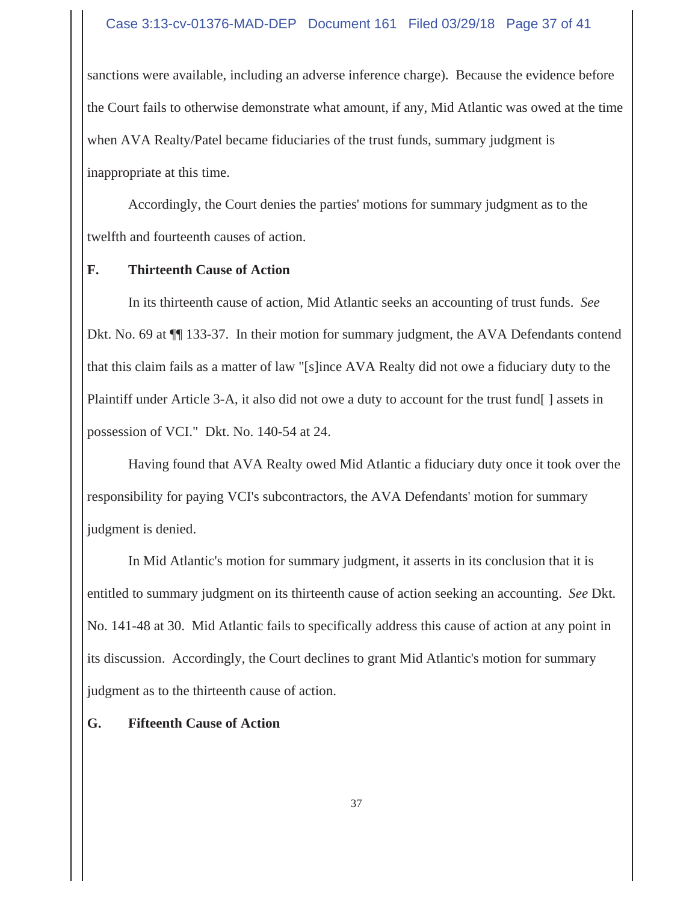sanctions were available, including an adverse inference charge). Because the evidence before the Court fails to otherwise demonstrate what amount, if any, Mid Atlantic was owed at the time when AVA Realty/Patel became fiduciaries of the trust funds, summary judgment is inappropriate at this time.

Accordingly, the Court denies the parties' motions for summary judgment as to the twelfth and fourteenth causes of action.

**F. Thirteenth Cause of Action**

In its thirteenth cause of action, Mid Atlantic seeks an accounting of trust funds. *See* Dkt. No. 69 at ¶¶ 133-37. In their motion for summary judgment, the AVA Defendants contend that this claim fails as a matter of law "[s]ince AVA Realty did not owe a fiduciary duty to the Plaintiff under Article 3-A, it also did not owe a duty to account for the trust fund[ ] assets in possession of VCI." Dkt. No. 140-54 at 24.

Having found that AVA Realty owed Mid Atlantic a fiduciary duty once it took over the responsibility for paying VCI's subcontractors, the AVA Defendants' motion for summary judgment is denied.

In Mid Atlantic's motion for summary judgment, it asserts in its conclusion that it is entitled to summary judgment on its thirteenth cause of action seeking an accounting. *See* Dkt. No. 141-48 at 30. Mid Atlantic fails to specifically address this cause of action at any point in its discussion. Accordingly, the Court declines to grant Mid Atlantic's motion for summary judgment as to the thirteenth cause of action.

**G. Fifteenth Cause of Action**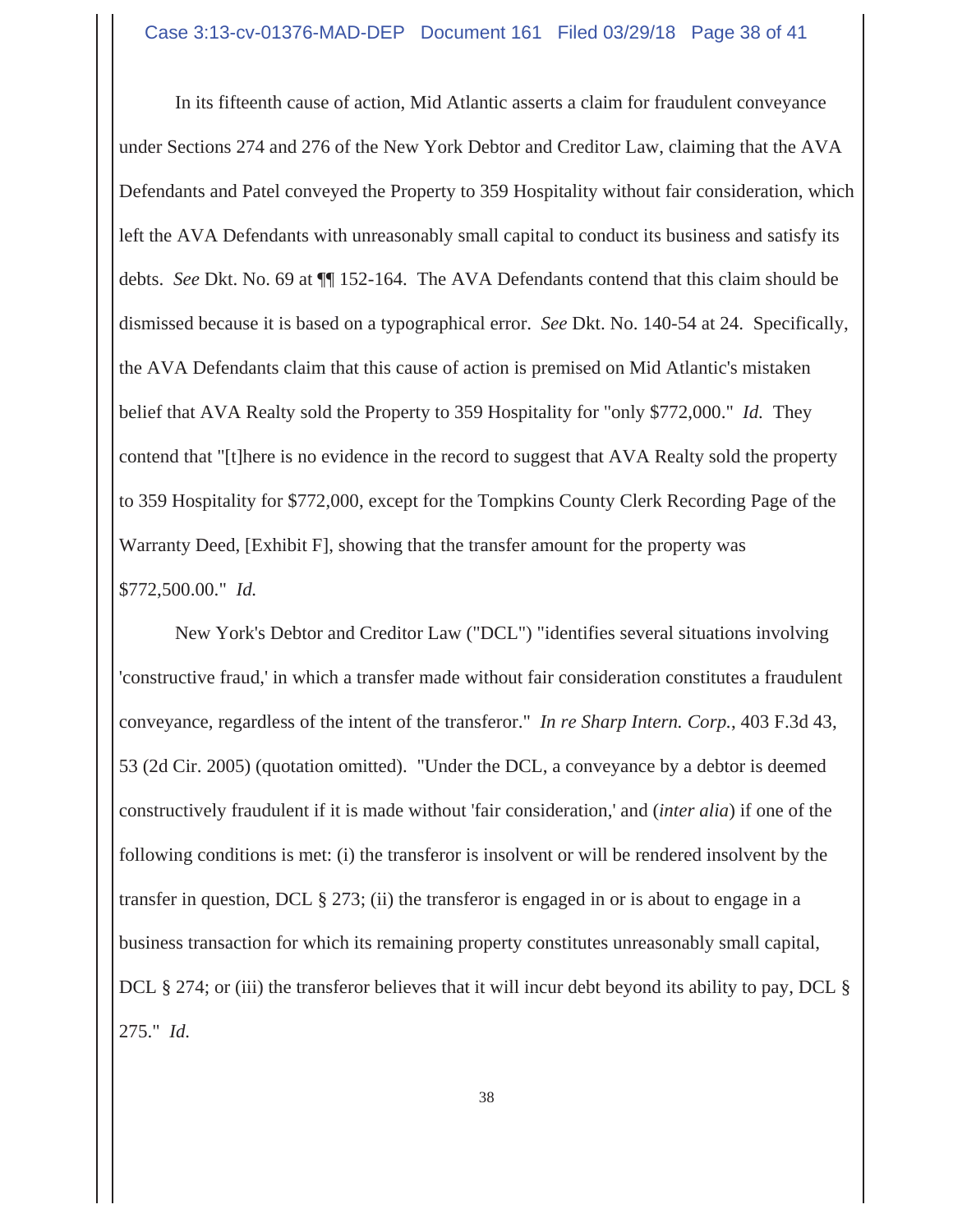In its fifteenth cause of action, Mid Atlantic asserts a claim for fraudulent conveyance under Sections 274 and 276 of the New York Debtor and Creditor Law, claiming that the AVA Defendants and Patel conveyed the Property to 359 Hospitality without fair consideration, which left the AVA Defendants with unreasonably small capital to conduct its business and satisfy its debts. *See* Dkt. No. 69 at ¶¶ 152-164. The AVA Defendants contend that this claim should be dismissed because it is based on a typographical error. *See* Dkt. No. 140-54 at 24. Specifically, the AVA Defendants claim that this cause of action is premised on Mid Atlantic's mistaken belief that AVA Realty sold the Property to 359 Hospitality for "only $772,000." *Id.* They contend that "[t]here is no evidence in the record to suggest that AVA Realty sold the property to 359 Hospitality for $772,000, except for the Tompkins County Clerk Recording Page of the Warranty Deed, [Exhibit F], showing that the transfer amount for the property was $772,500.00." *Id.*

New York's Debtor and Creditor Law ("DCL") "identifies several situations involving 'constructive fraud,' in which a transfer made without fair consideration constitutes a fraudulent conveyance, regardless of the intent of the transferor." *In re Sharp Intern. Corp.*, 403 F.3d 43, 53 (2d Cir. 2005) (quotation omitted). "Under the DCL, a conveyance by a debtor is deemed constructively fraudulent if it is made without 'fair consideration,' and (*inter alia*) if one of the following conditions is met: (i) the transferor is insolvent or will be rendered insolvent by the transfer in question, DCL § 273; (ii) the transferor is engaged in or is about to engage in a business transaction for which its remaining property constitutes unreasonably small capital, DCL § 274; or (iii) the transferor believes that it will incur debt beyond its ability to pay, DCL § 275." *Id.*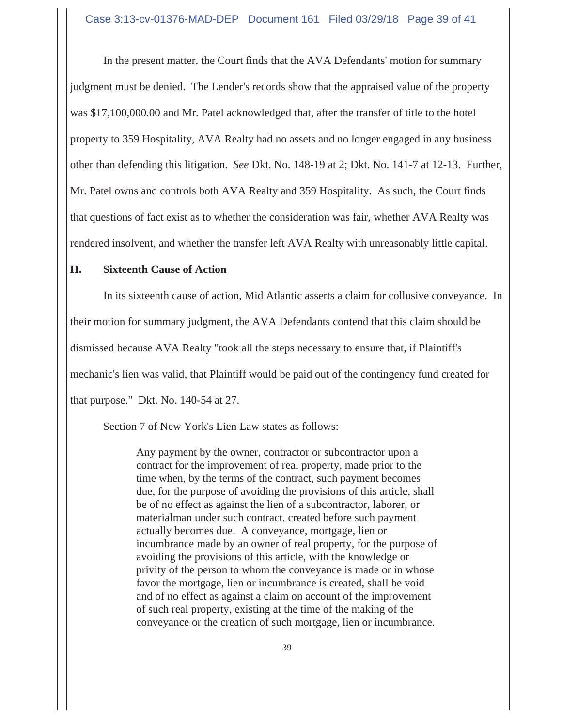In the present matter, the Court finds that the AVA Defendants' motion for summary judgment must be denied. The Lender's records show that the appraised value of the property was $17,100,000.00 and Mr. Patel acknowledged that, after the transfer of title to the hotel property to 359 Hospitality, AVA Realty had no assets and no longer engaged in any business other than defending this litigation. *See* Dkt. No. 148-19 at 2; Dkt. No. 141-7 at 12-13. Further, Mr. Patel owns and controls both AVA Realty and 359 Hospitality. As such, the Court finds that questions of fact exist as to whether the consideration was fair, whether AVA Realty was rendered insolvent, and whether the transfer left AVA Realty with unreasonably little capital.

### H. Sixteenth Cause of Action

In its sixteenth cause of action, Mid Atlantic asserts a claim for collusive conveyance. In their motion for summary judgment, the AVA Defendants contend that this claim should be dismissed because AVA Realty "took all the steps necessary to ensure that, if Plaintiff's mechanic's lien was valid, that Plaintiff would be paid out of the contingency fund created for that purpose." Dkt. No. 140-54 at 27.

Section 7 of New York's Lien Law states as follows:

> Any payment by the owner, contractor or subcontractor upon a contract for the improvement of real property, made prior to the time when, by the terms of the contract, such payment becomes due, for the purpose of avoiding the provisions of this article, shall be of no effect as against the lien of a subcontractor, laborer, or materialman under such contract, created before such payment actually becomes due. A conveyance, mortgage, lien or incumbrance made by an owner of real property, for the purpose of avoiding the provisions of this article, with the knowledge or privity of the person to whom the conveyance is made or in whose favor the mortgage, lien or incumbrance is created, shall be void and of no effect as against a claim on account of the improvement of such real property, existing at the time of the making of the conveyance or the creation of such mortgage, lien or incumbrance.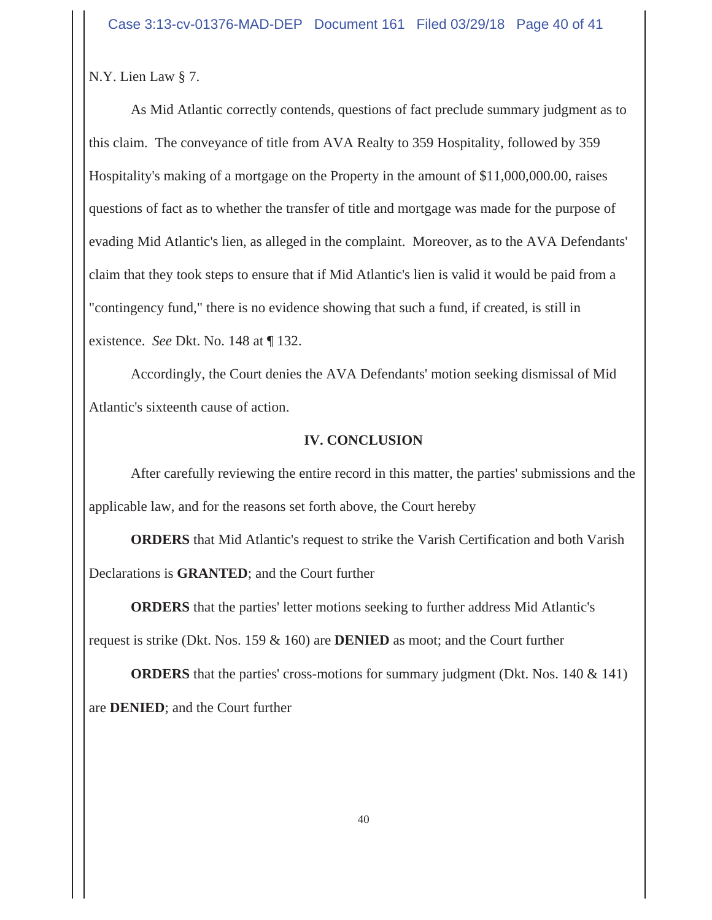N.Y. Lien Law § 7.

As Mid Atlantic correctly contends, questions of fact preclude summary judgment as to this claim. The conveyance of title from AVA Realty to 359 Hospitality, followed by 359 Hospitality's making of a mortgage on the Property in the amount of $11,000,000.00, raises questions of fact as to whether the transfer of title and mortgage was made for the purpose of evading Mid Atlantic's lien, as alleged in the complaint. Moreover, as to the AVA Defendants' claim that they took steps to ensure that if Mid Atlantic's lien is valid it would be paid from a "contingency fund," there is no evidence showing that such a fund, if created, is still in existence. *See* Dkt. No. 148 at ¶ 132.

Accordingly, the Court denies the AVA Defendants' motion seeking dismissal of Mid Atlantic's sixteenth cause of action.

## IV. CONCLUSION

After carefully reviewing the entire record in this matter, the parties' submissions and the applicable law, and for the reasons set forth above, the Court hereby

**ORDERS** that Mid Atlantic's request to strike the Varish Certification and both Varish Declarations is **GRANTED**; and the Court further

**ORDERS** that the parties' letter motions seeking to further address Mid Atlantic's request is strike (Dkt. Nos. 159 & 160) are **DENIED** as moot; and the Court further

**ORDERS** that the parties' cross-motions for summary judgment (Dkt. Nos. 140 & 141) are **DENIED**; and the Court further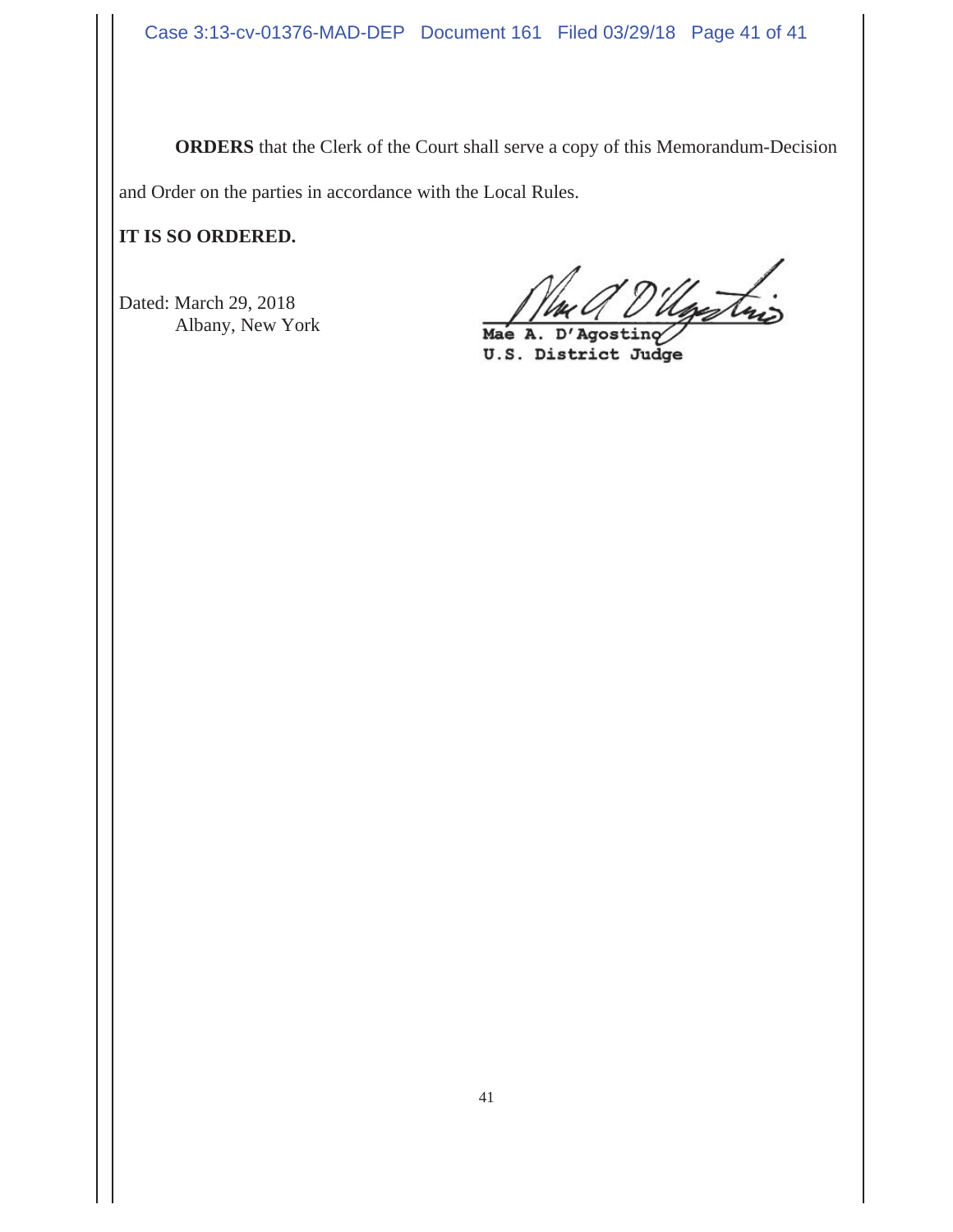**ORDERS** that the Clerk of the Court shall serve a copy of this Memorandum-Decision and Order on the parties in accordance with the Local Rules.

**IT IS SO ORDERED.**

Dated: March 29, 2018
Albany, New York

Mae A. D'Agostino
U.S. District Judge